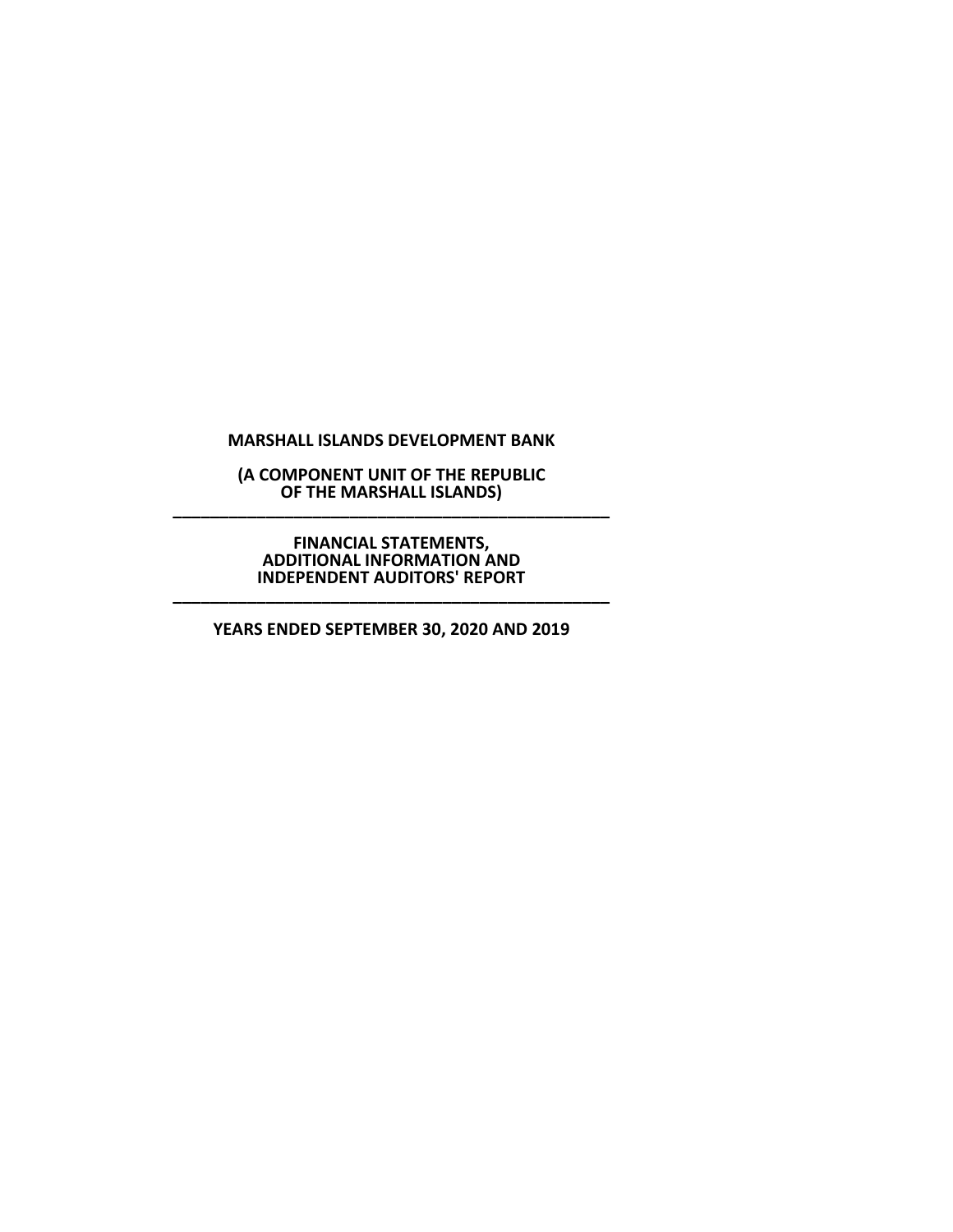# MARSHALL ISLANDS DEVELOPMENT BANK

**(A COMPONENT UNIT OF THE REPUBLIC OF THE MARSHALL ISLANDS)**

---

**FINANCIAL STATEMENTS, ADDITIONAL INFORMATION AND INDEPENDENT AUDITORS' REPORT**

---

**YEARS ENDED SEPTEMBER 30, 2020 AND 2019**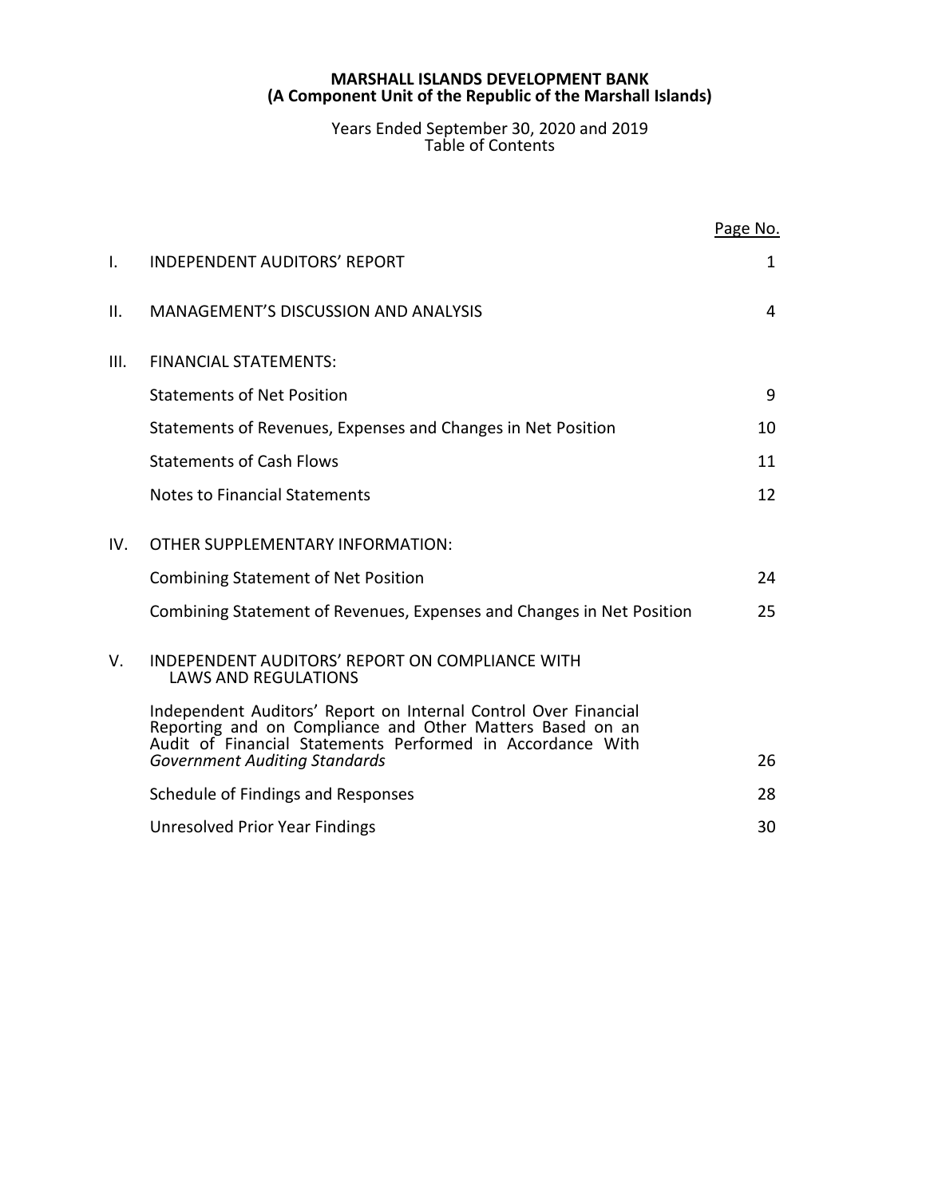**MARSHALL ISLANDS DEVELOPMENT BANK**
**(A Component Unit of the Republic of the Marshall Islands)**

Years Ended September 30, 2020 and 2019
Table of Contents

| | | Page No. |
|---|---|---|
| I. | INDEPENDENT AUDITORS' REPORT | 1 |
| II. | MANAGEMENT'S DISCUSSION AND ANALYSIS | 4 |
| III. | FINANCIAL STATEMENTS: | |
| | Statements of Net Position | 9 |
| | Statements of Revenues, Expenses and Changes in Net Position | 10 |
| | Statements of Cash Flows | 11 |
| | Notes to Financial Statements | 12 |
| IV. | OTHER SUPPLEMENTARY INFORMATION: | |
| | Combining Statement of Net Position | 24 |
| | Combining Statement of Revenues, Expenses and Changes in Net Position | 25 |
| V. | INDEPENDENT AUDITORS' REPORT ON COMPLIANCE WITH LAWS AND REGULATIONS | |
| | Independent Auditors' Report on Internal Control Over Financial Reporting and on Compliance and Other Matters Based on an Audit of Financial Statements Performed in Accordance With *Government Auditing Standards* | 26 |
| | Schedule of Findings and Responses | 28 |
| | Unresolved Prior Year Findings | 30 |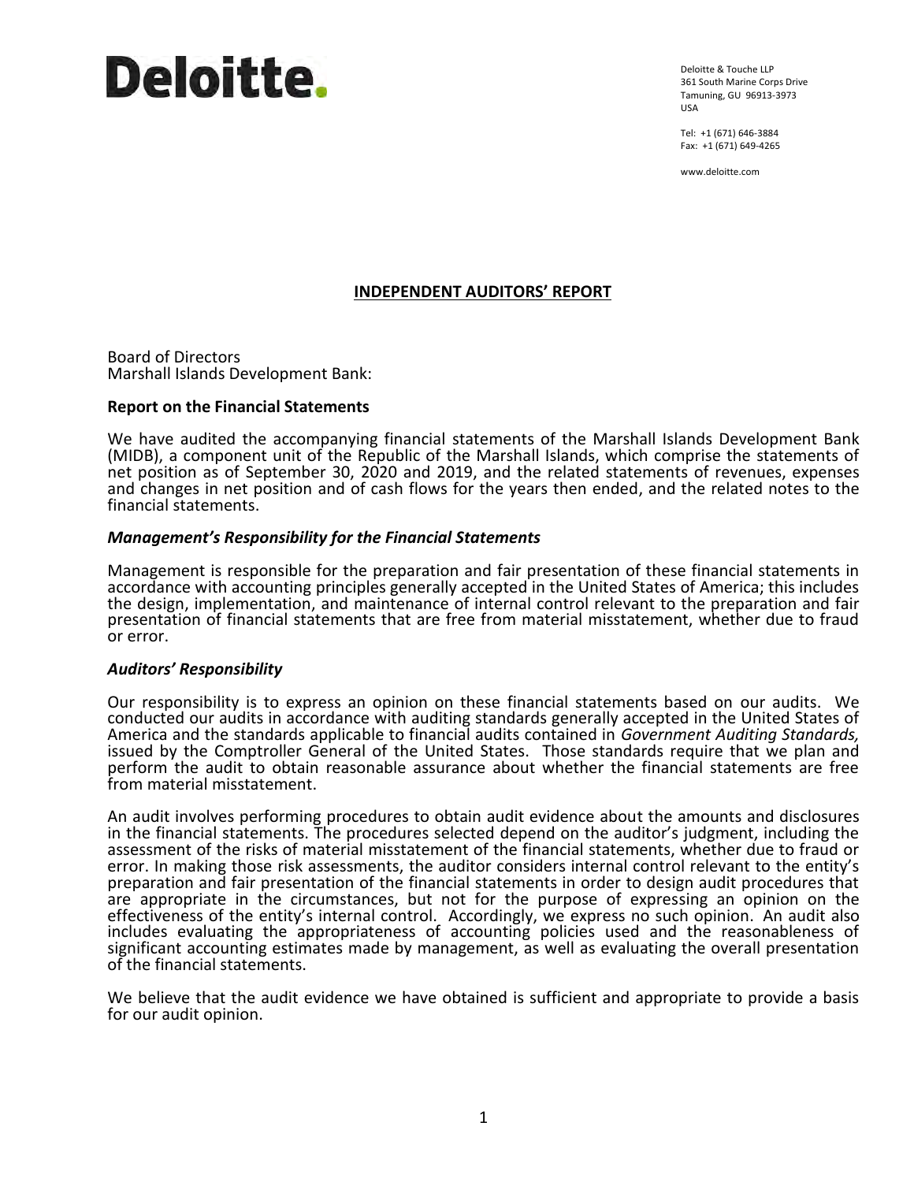Deloitte.

Deloitte & Touche LLP
361 South Marine Corps Drive
Tamuning, GU 96913-3973
USA

Tel: +1 (671) 646-3884
Fax: +1 (671) 649-4265

www.deloitte.com

## INDEPENDENT AUDITORS' REPORT

Board of Directors
Marshall Islands Development Bank:

### Report on the Financial Statements

We have audited the accompanying financial statements of the Marshall Islands Development Bank (MIDB), a component unit of the Republic of the Marshall Islands, which comprise the statements of net position as of September 30, 2020 and 2019, and the related statements of revenues, expenses and changes in net position and of cash flows for the years then ended, and the related notes to the financial statements.

### *Management's Responsibility for the Financial Statements*

Management is responsible for the preparation and fair presentation of these financial statements in accordance with accounting principles generally accepted in the United States of America; this includes the design, implementation, and maintenance of internal control relevant to the preparation and fair presentation of financial statements that are free from material misstatement, whether due to fraud or error.

### *Auditors' Responsibility*

Our responsibility is to express an opinion on these financial statements based on our audits. We conducted our audits in accordance with auditing standards generally accepted in the United States of America and the standards applicable to financial audits contained in *Government Auditing Standards,* issued by the Comptroller General of the United States. Those standards require that we plan and perform the audit to obtain reasonable assurance about whether the financial statements are free from material misstatement.

An audit involves performing procedures to obtain audit evidence about the amounts and disclosures in the financial statements. The procedures selected depend on the auditor's judgment, including the assessment of the risks of material misstatement of the financial statements, whether due to fraud or error. In making those risk assessments, the auditor considers internal control relevant to the entity's preparation and fair presentation of the financial statements in order to design audit procedures that are appropriate in the circumstances, but not for the purpose of expressing an opinion on the effectiveness of the entity's internal control. Accordingly, we express no such opinion. An audit also includes evaluating the appropriateness of accounting policies used and the reasonableness of significant accounting estimates made by management, as well as evaluating the overall presentation of the financial statements.

We believe that the audit evidence we have obtained is sufficient and appropriate to provide a basis for our audit opinion.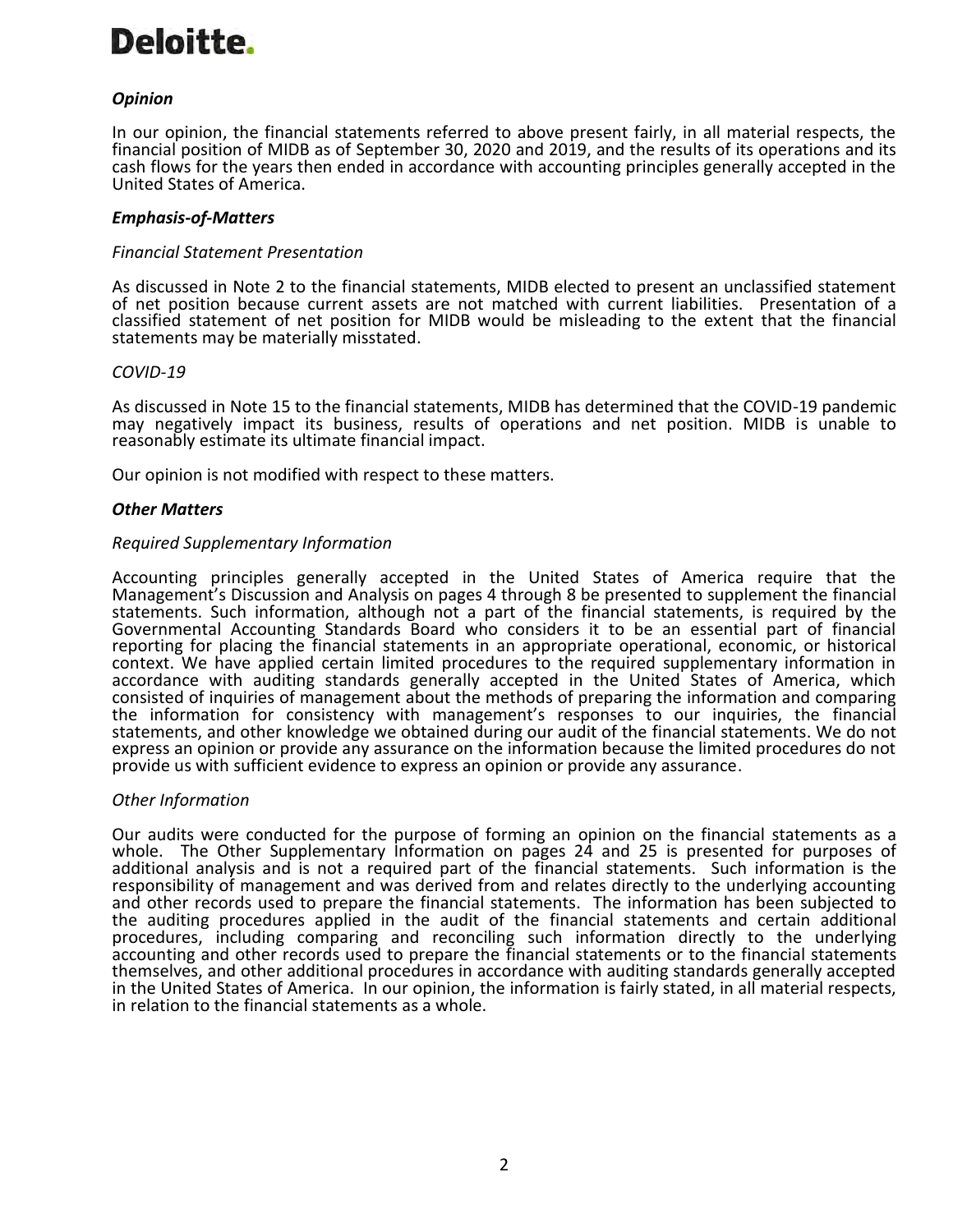### *Opinion*

In our opinion, the financial statements referred to above present fairly, in all material respects, the financial position of MIDB as of September 30, 2020 and 2019, and the results of its operations and its cash flows for the years then ended in accordance with accounting principles generally accepted in the United States of America.

### *Emphasis-of-Matters*

*Financial Statement Presentation*

As discussed in Note 2 to the financial statements, MIDB elected to present an unclassified statement of net position because current assets are not matched with current liabilities. Presentation of a classified statement of net position for MIDB would be misleading to the extent that the financial statements may be materially misstated.

*COVID-19*

As discussed in Note 15 to the financial statements, MIDB has determined that the COVID-19 pandemic may negatively impact its business, results of operations and net position. MIDB is unable to reasonably estimate its ultimate financial impact.

Our opinion is not modified with respect to these matters.

### *Other Matters*

*Required Supplementary Information*

Accounting principles generally accepted in the United States of America require that the Management's Discussion and Analysis on pages 4 through 8 be presented to supplement the financial statements. Such information, although not a part of the financial statements, is required by the Governmental Accounting Standards Board who considers it to be an essential part of financial reporting for placing the financial statements in an appropriate operational, economic, or historical context. We have applied certain limited procedures to the required supplementary information in accordance with auditing standards generally accepted in the United States of America, which consisted of inquiries of management about the methods of preparing the information and comparing the information for consistency with management's responses to our inquiries, the financial statements, and other knowledge we obtained during our audit of the financial statements. We do not express an opinion or provide any assurance on the information because the limited procedures do not provide us with sufficient evidence to express an opinion or provide any assurance.

*Other Information*

Our audits were conducted for the purpose of forming an opinion on the financial statements as a whole. The Other Supplementary Information on pages 24 and 25 is presented for purposes of additional analysis and is not a required part of the financial statements. Such information is the responsibility of management and was derived from and relates directly to the underlying accounting and other records used to prepare the financial statements. The information has been subjected to the auditing procedures applied in the audit of the financial statements and certain additional procedures, including comparing and reconciling such information directly to the underlying accounting and other records used to prepare the financial statements or to the financial statements themselves, and other additional procedures in accordance with auditing standards generally accepted in the United States of America. In our opinion, the information is fairly stated, in all material respects, in relation to the financial statements as a whole.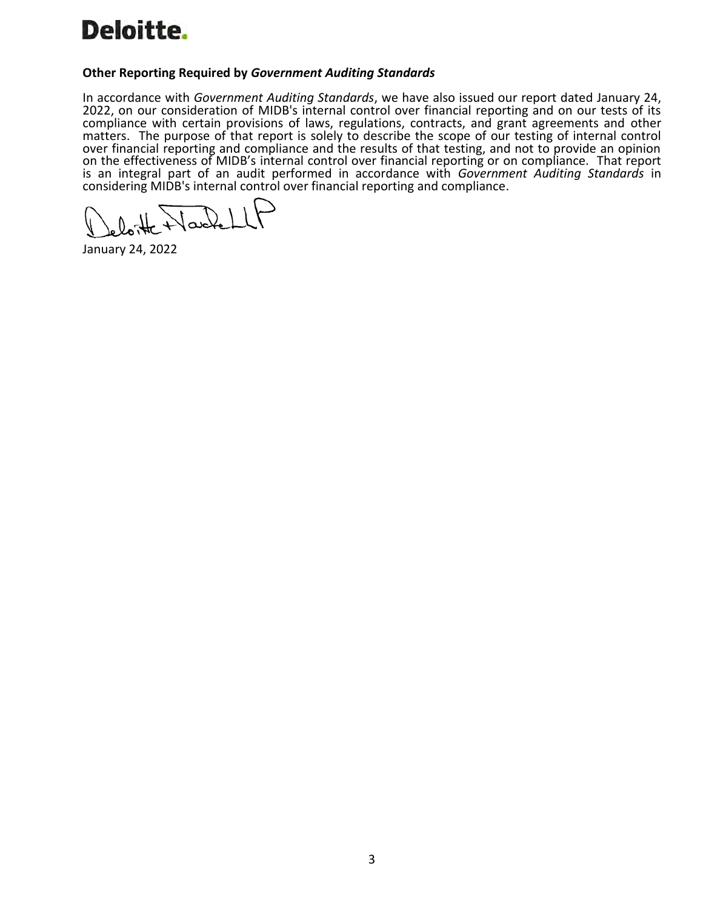**Other Reporting Required by *Government Auditing Standards***

In accordance with *Government Auditing Standards*, we have also issued our report dated January 24, 2022, on our consideration of MIDB's internal control over financial reporting and on our tests of its compliance with certain provisions of laws, regulations, contracts, and grant agreements and other matters. The purpose of that report is solely to describe the scope of our testing of internal control over financial reporting and compliance and the results of that testing, and not to provide an opinion on the effectiveness of MIDB's internal control over financial reporting or on compliance. That report is an integral part of an audit performed in accordance with *Government Auditing Standards* in considering MIDB's internal control over financial reporting and compliance.

Deloitte & Touche LLP

January 24, 2022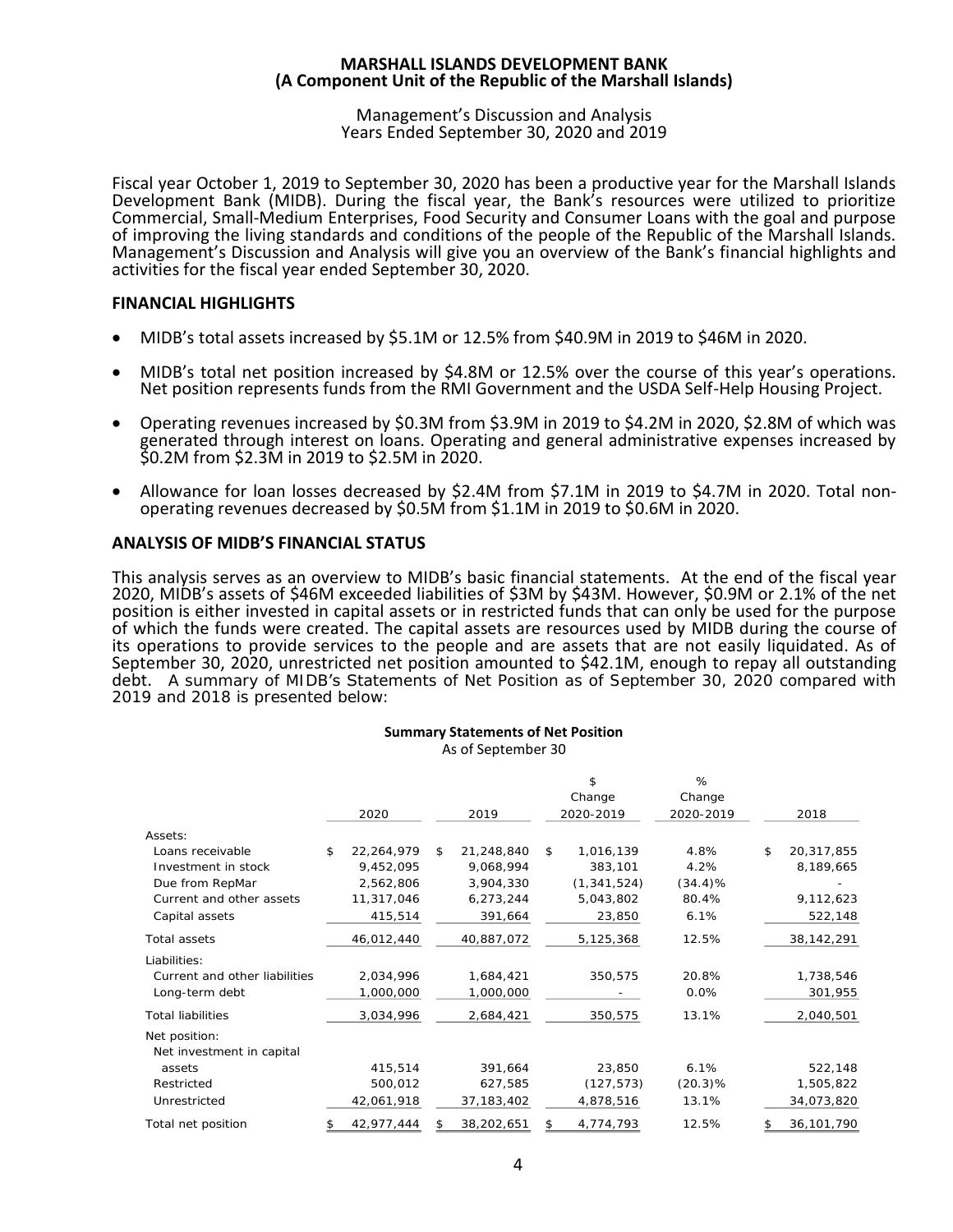**MARSHALL ISLANDS DEVELOPMENT BANK**
**(A Component Unit of the Republic of the Marshall Islands)**

Management's Discussion and Analysis
Years Ended September 30, 2020 and 2019

Fiscal year October 1, 2019 to September 30, 2020 has been a productive year for the Marshall Islands Development Bank (MIDB). During the fiscal year, the Bank's resources were utilized to prioritize Commercial, Small-Medium Enterprises, Food Security and Consumer Loans with the goal and purpose of improving the living standards and conditions of the people of the Republic of the Marshall Islands. Management's Discussion and Analysis will give you an overview of the Bank's financial highlights and activities for the fiscal year ended September 30, 2020.

## FINANCIAL HIGHLIGHTS

- MIDB's total assets increased by $5.1M or 12.5% from $40.9M in 2019 to $46M in 2020.
- MIDB's total net position increased by $4.8M or 12.5% over the course of this year's operations. Net position represents funds from the RMI Government and the USDA Self-Help Housing Project.
- Operating revenues increased by $0.3M from $3.9M in 2019 to $4.2M in 2020, $2.8M of which was generated through interest on loans. Operating and general administrative expenses increased by $0.2M from $2.3M in 2019 to $2.5M in 2020.
- Allowance for loan losses decreased by $2.4M from $7.1M in 2019 to $4.7M in 2020. Total non-operating revenues decreased by $0.5M from $1.1M in 2019 to $0.6M in 2020.

## ANALYSIS OF MIDB'S FINANCIAL STATUS

This analysis serves as an overview to MIDB's basic financial statements. At the end of the fiscal year 2020, MIDB's assets of $46M exceeded liabilities of $3M by $43M. However, $0.9M or 2.1% of the net position is either invested in capital assets or in restricted funds that can only be used for the purpose of which the funds were created. The capital assets are resources used by MIDB during the course of its operations to provide services to the people and are assets that are not easily liquidated. As of September 30, 2020, unrestricted net position amounted to $42.1M, enough to repay all outstanding debt. A summary of MIDB's Statements of Net Position as of September 30, 2020 compared with 2019 and 2018 is presented below:

**Summary Statements of Net Position**
As of September 30

| | 2020 | 2019 | $ Change 2020-2019 | % Change 2020-2019 | 2018 |
|---|---|---|---|---|---|
| Assets: | | | | | |
| Loans receivable | $ 22,264,979 | $ 21,248,840 | $ 1,016,139 | 4.8% | $ 20,317,855 |
| Investment in stock | 9,452,095 | 9,068,994 | 383,101 | 4.2% | 8,189,665 |
| Due from RepMar | 2,562,806 | 3,904,330 | (1,341,524) | (34.4)% | - |
| Current and other assets | 11,317,046 | 6,273,244 | 5,043,802 | 80.4% | 9,112,623 |
| Capital assets | 415,514 | 391,664 | 23,850 | 6.1% | 522,148 |
| Total assets | 46,012,440 | 40,887,072 | 5,125,368 | 12.5% | 38,142,291 |
| Liabilities: | | | | | |
| Current and other liabilities | 2,034,996 | 1,684,421 | 350,575 | 20.8% | 1,738,546 |
| Long-term debt | 1,000,000 | 1,000,000 | - | 0.0% | 301,955 |
| Total liabilities | 3,034,996 | 2,684,421 | 350,575 | 13.1% | 2,040,501 |
| Net position: | | | | | |
| Net investment in capital assets | 415,514 | 391,664 | 23,850 | 6.1% | 522,148 |
| Restricted | 500,012 | 627,585 | (127,573) | (20.3)% | 1,505,822 |
| Unrestricted | 42,061,918 | 37,183,402 | 4,878,516 | 13.1% | 34,073,820 |
| Total net position | $ 42,977,444 | $ 38,202,651 | $ 4,774,793 | 12.5% | $ 36,101,790 |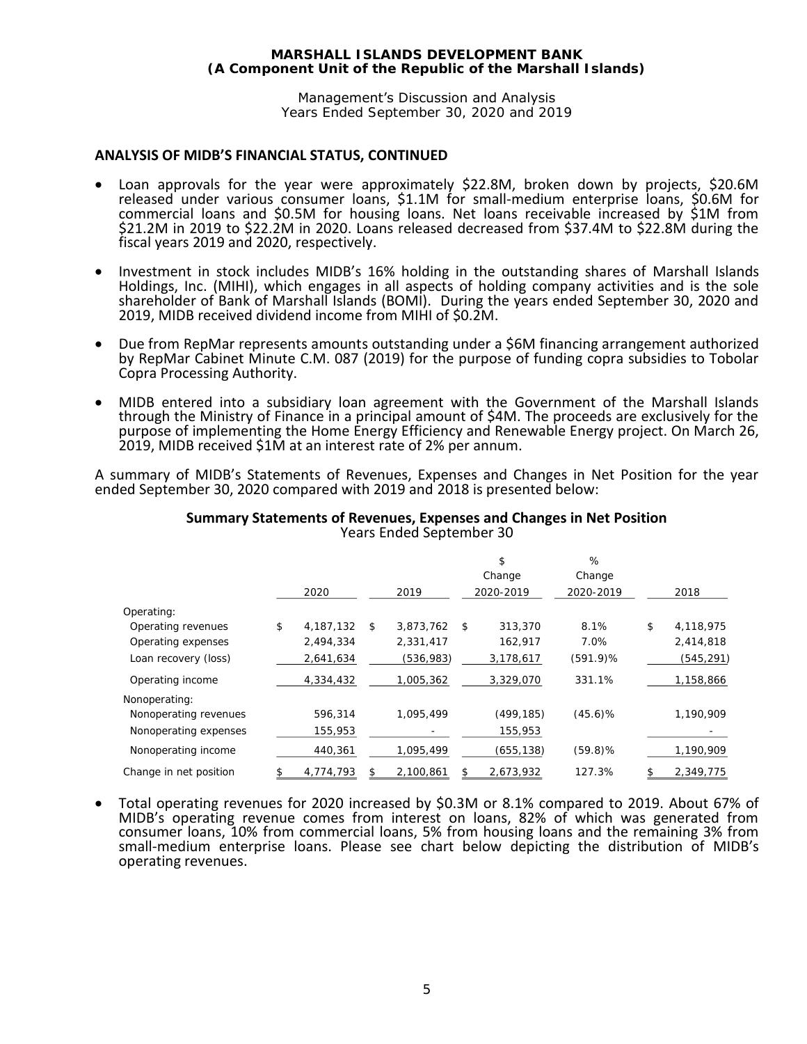## ANALYSIS OF MIDB'S FINANCIAL STATUS, CONTINUED

- Loan approvals for the year were approximately $22.8M, broken down by projects, $20.6M released under various consumer loans, $1.1M for small-medium enterprise loans, $0.6M for commercial loans and $0.5M for housing loans. Net loans receivable increased by $1M from $21.2M in 2019 to $22.2M in 2020. Loans released decreased from $37.4M to $22.8M during the fiscal years 2019 and 2020, respectively.
- Investment in stock includes MIDB's 16% holding in the outstanding shares of Marshall Islands Holdings, Inc. (MIHI), which engages in all aspects of holding company activities and is the sole shareholder of Bank of Marshall Islands (BOMI). During the years ended September 30, 2020 and 2019, MIDB received dividend income from MIHI of $0.2M.
- Due from RepMar represents amounts outstanding under a $6M financing arrangement authorized by RepMar Cabinet Minute C.M. 087 (2019) for the purpose of funding copra subsidies to Tobolar Copra Processing Authority.
- MIDB entered into a subsidiary loan agreement with the Government of the Marshall Islands through the Ministry of Finance in a principal amount of $4M. The proceeds are exclusively for the purpose of implementing the Home Energy Efficiency and Renewable Energy project. On March 26, 2019, MIDB received $1M at an interest rate of 2% per annum.

A summary of MIDB's Statements of Revenues, Expenses and Changes in Net Position for the year ended September 30, 2020 compared with 2019 and 2018 is presented below:

**Summary Statements of Revenues, Expenses and Changes in Net Position**
Years Ended September 30

| | 2020 | 2019 | $ Change 2020-2019 | % Change 2020-2019 | 2018 |
|---|---|---|---|---|---|
| Operating: | | | | | |
| Operating revenues | $ 4,187,132 | $ 3,873,762 | $ 313,370 | 8.1% | $ 4,118,975 |
| Operating expenses | 2,494,334 | 2,331,417 | 162,917 | 7.0% | 2,414,818 |
| Loan recovery (loss) | 2,641,634 | (536,983) | 3,178,617 | (591.9)% | (545,291) |
| Operating income | 4,334,432 | 1,005,362 | 3,329,070 | 331.1% | 1,158,866 |
| Nonoperating: | | | | | |
| Nonoperating revenues | 596,314 | 1,095,499 | (499,185) | (45.6)% | 1,190,909 |
| Nonoperating expenses | 155,953 | - | 155,953 | | - |
| Nonoperating income | 440,361 | 1,095,499 | (655,138) | (59.8)% | 1,190,909 |
| Change in net position | $ 4,774,793 | $ 2,100,861 | $ 2,673,932 | 127.3% | $ 2,349,775 |

- Total operating revenues for 2020 increased by $0.3M or 8.1% compared to 2019. About 67% of MIDB's operating revenue comes from interest on loans, 82% of which was generated from consumer loans, 10% from commercial loans, 5% from housing loans and the remaining 3% from small-medium enterprise loans. Please see chart below depicting the distribution of MIDB's operating revenues.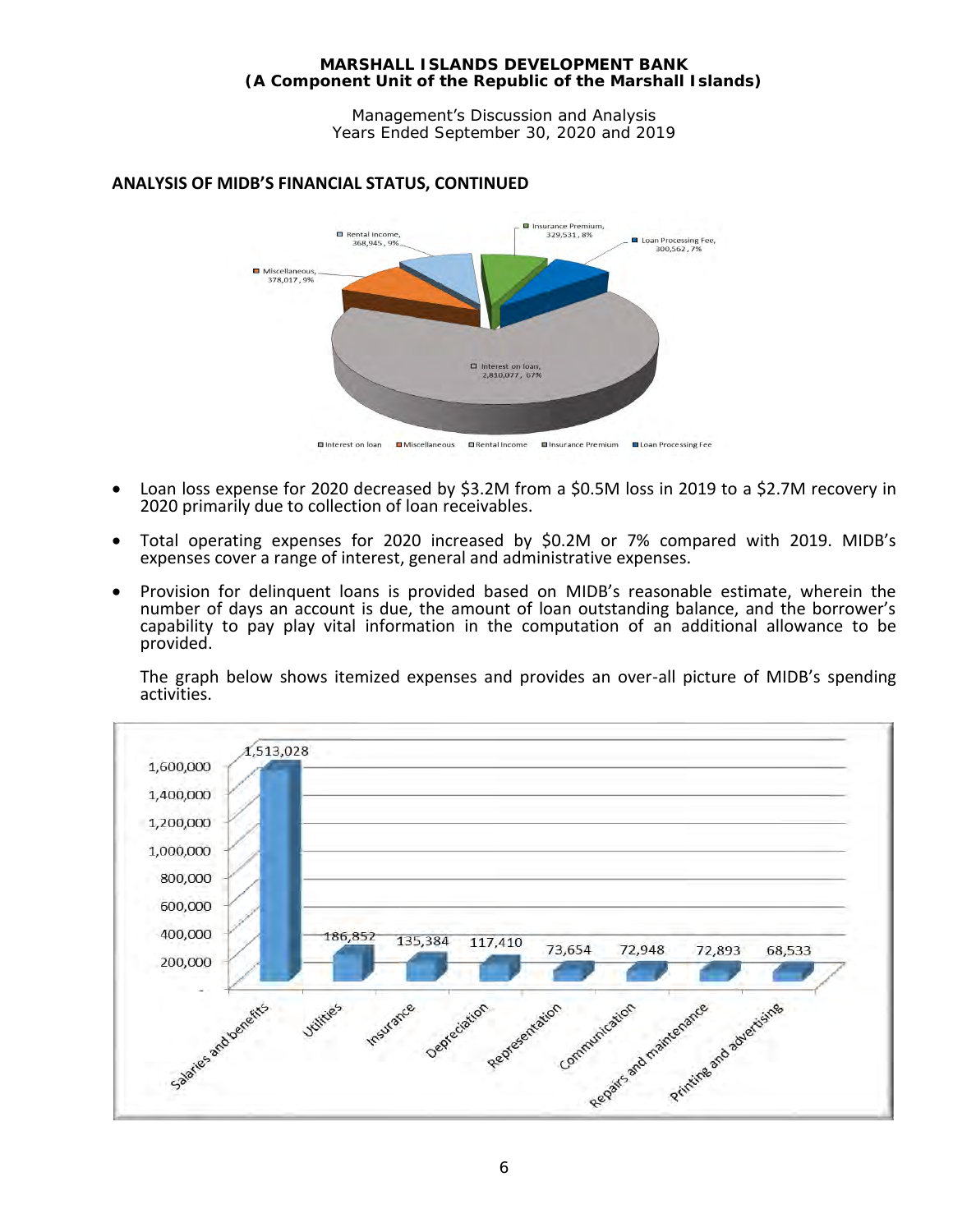## ANALYSIS OF MIDB'S FINANCIAL STATUS, CONTINUED

- Loan loss expense for 2020 decreased by $3.2M from a $0.5M loss in 2019 to a $2.7M recovery in 2020 primarily due to collection of loan receivables.

- Total operating expenses for 2020 increased by $0.2M or 7% compared with 2019. MIDB's expenses cover a range of interest, general and administrative expenses.

- Provision for delinquent loans is provided based on MIDB's reasonable estimate, wherein the number of days an account is due, the amount of loan outstanding balance, and the borrower's capability to pay play vital information in the computation of an additional allowance to be provided.

  The graph below shows itemized expenses and provides an over-all picture of MIDB's spending activities.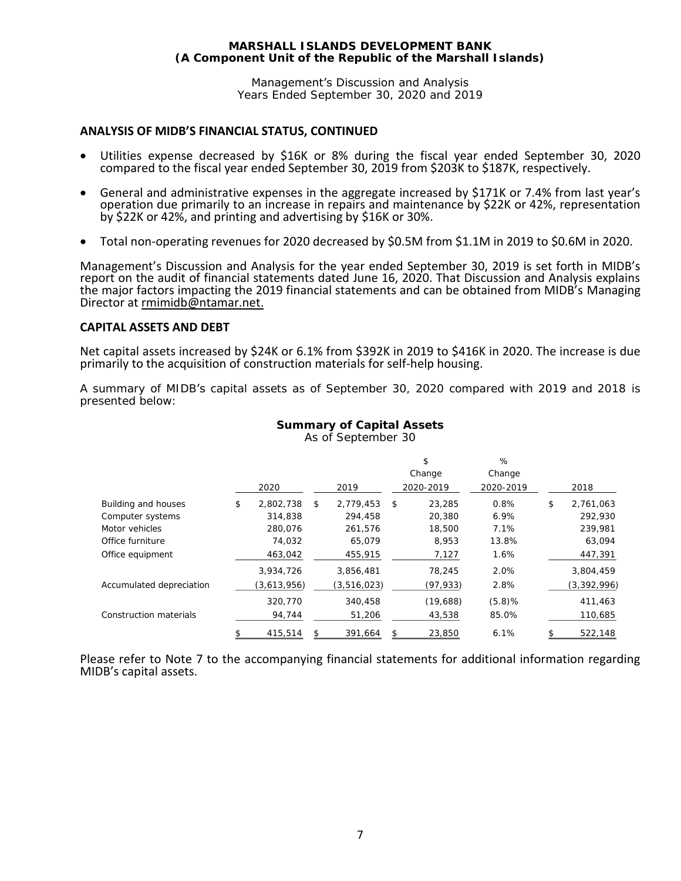**MARSHALL ISLANDS DEVELOPMENT BANK**
**(A Component Unit of the Republic of the Marshall Islands)**

Management's Discussion and Analysis
Years Ended September 30, 2020 and 2019

## ANALYSIS OF MIDB'S FINANCIAL STATUS, CONTINUED

- Utilities expense decreased by $16K or 8% during the fiscal year ended September 30, 2020 compared to the fiscal year ended September 30, 2019 from $203K to $187K, respectively.
- General and administrative expenses in the aggregate increased by $171K or 7.4% from last year's operation due primarily to an increase in repairs and maintenance by $22K or 42%, representation by $22K or 42%, and printing and advertising by $16K or 30%.
- Total non-operating revenues for 2020 decreased by $0.5M from $1.1M in 2019 to $0.6M in 2020.

Management's Discussion and Analysis for the year ended September 30, 2019 is set forth in MIDB's report on the audit of financial statements dated June 16, 2020. That Discussion and Analysis explains the major factors impacting the 2019 financial statements and can be obtained from MIDB's Managing Director at rmimidb@ntamar.net.

## CAPITAL ASSETS AND DEBT

Net capital assets increased by $24K or 6.1% from $392K in 2019 to $416K in 2020. The increase is due primarily to the acquisition of construction materials for self-help housing.

A summary of MIDB's capital assets as of September 30, 2020 compared with 2019 and 2018 is presented below:

**Summary of Capital Assets**
As of September 30

| | 2020 | 2019 | $ Change 2020-2019 | % Change 2020-2019 | 2018 |
|---|---|---|---|---|---|
| Building and houses | $ 2,802,738 | $ 2,779,453 | $ 23,285 | 0.8% | $ 2,761,063 |
| Computer systems | 314,838 | 294,458 | 20,380 | 6.9% | 292,930 |
| Motor vehicles | 280,076 | 261,576 | 18,500 | 7.1% | 239,981 |
| Office furniture | 74,032 | 65,079 | 8,953 | 13.8% | 63,094 |
| Office equipment | 463,042 | 455,915 | 7,127 | 1.6% | 447,391 |
| | 3,934,726 | 3,856,481 | 78,245 | 2.0% | 3,804,459 |
| Accumulated depreciation | (3,613,956) | (3,516,023) | (97,933) | 2.8% | (3,392,996) |
| | 320,770 | 340,458 | (19,688) | (5.8)% | 411,463 |
| Construction materials | 94,744 | 51,206 | 43,538 | 85.0% | 110,685 |
| | $ 415,514 | $ 391,664 | $ 23,850 | 6.1% | $ 522,148 |

Please refer to Note 7 to the accompanying financial statements for additional information regarding MIDB's capital assets.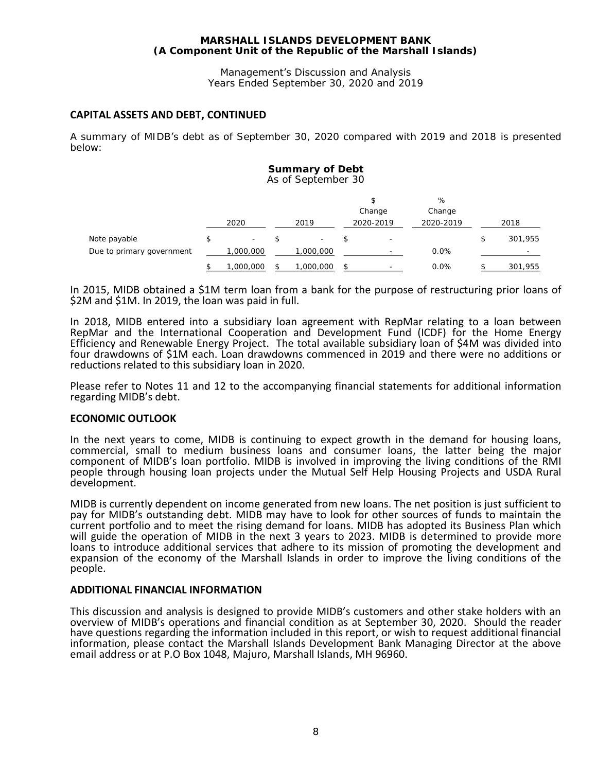**MARSHALL ISLANDS DEVELOPMENT BANK**
**(A Component Unit of the Republic of the Marshall Islands)**

Management's Discussion and Analysis
Years Ended September 30, 2020 and 2019

## CAPITAL ASSETS AND DEBT, CONTINUED

A summary of MIDB's debt as of September 30, 2020 compared with 2019 and 2018 is presented below:

**Summary of Debt**
As of September 30

| | 2020 | 2019 | $ Change 2020-2019 | % Change 2020-2019 | 2018 |
|---|---|---|---|---|---|
| Note payable | $ - | $ - | $ - | | $ 301,955 |
| Due to primary government | 1,000,000 | 1,000,000 | - | 0.0% | - |
| | $ 1,000,000 | $ 1,000,000 | $ - | 0.0% | $ 301,955 |

In 2015, MIDB obtained a $1M term loan from a bank for the purpose of restructuring prior loans of $2M and $1M. In 2019, the loan was paid in full.

In 2018, MIDB entered into a subsidiary loan agreement with RepMar relating to a loan between RepMar and the International Cooperation and Development Fund (ICDF) for the Home Energy Efficiency and Renewable Energy Project. The total available subsidiary loan of $4M was divided into four drawdowns of $1M each. Loan drawdowns commenced in 2019 and there were no additions or reductions related to this subsidiary loan in 2020.

Please refer to Notes 11 and 12 to the accompanying financial statements for additional information regarding MIDB's debt.

## ECONOMIC OUTLOOK

In the next years to come, MIDB is continuing to expect growth in the demand for housing loans, commercial, small to medium business loans and consumer loans, the latter being the major component of MIDB's loan portfolio. MIDB is involved in improving the living conditions of the RMI people through housing loan projects under the Mutual Self Help Housing Projects and USDA Rural development.

MIDB is currently dependent on income generated from new loans. The net position is just sufficient to pay for MIDB's outstanding debt. MIDB may have to look for other sources of funds to maintain the current portfolio and to meet the rising demand for loans. MIDB has adopted its Business Plan which will guide the operation of MIDB in the next 3 years to 2023. MIDB is determined to provide more loans to introduce additional services that adhere to its mission of promoting the development and expansion of the economy of the Marshall Islands in order to improve the living conditions of the people.

## ADDITIONAL FINANCIAL INFORMATION

This discussion and analysis is designed to provide MIDB's customers and other stake holders with an overview of MIDB's operations and financial condition as at September 30, 2020. Should the reader have questions regarding the information included in this report, or wish to request additional financial information, please contact the Marshall Islands Development Bank Managing Director at the above email address or at P.O Box 1048, Majuro, Marshall Islands, MH 96960.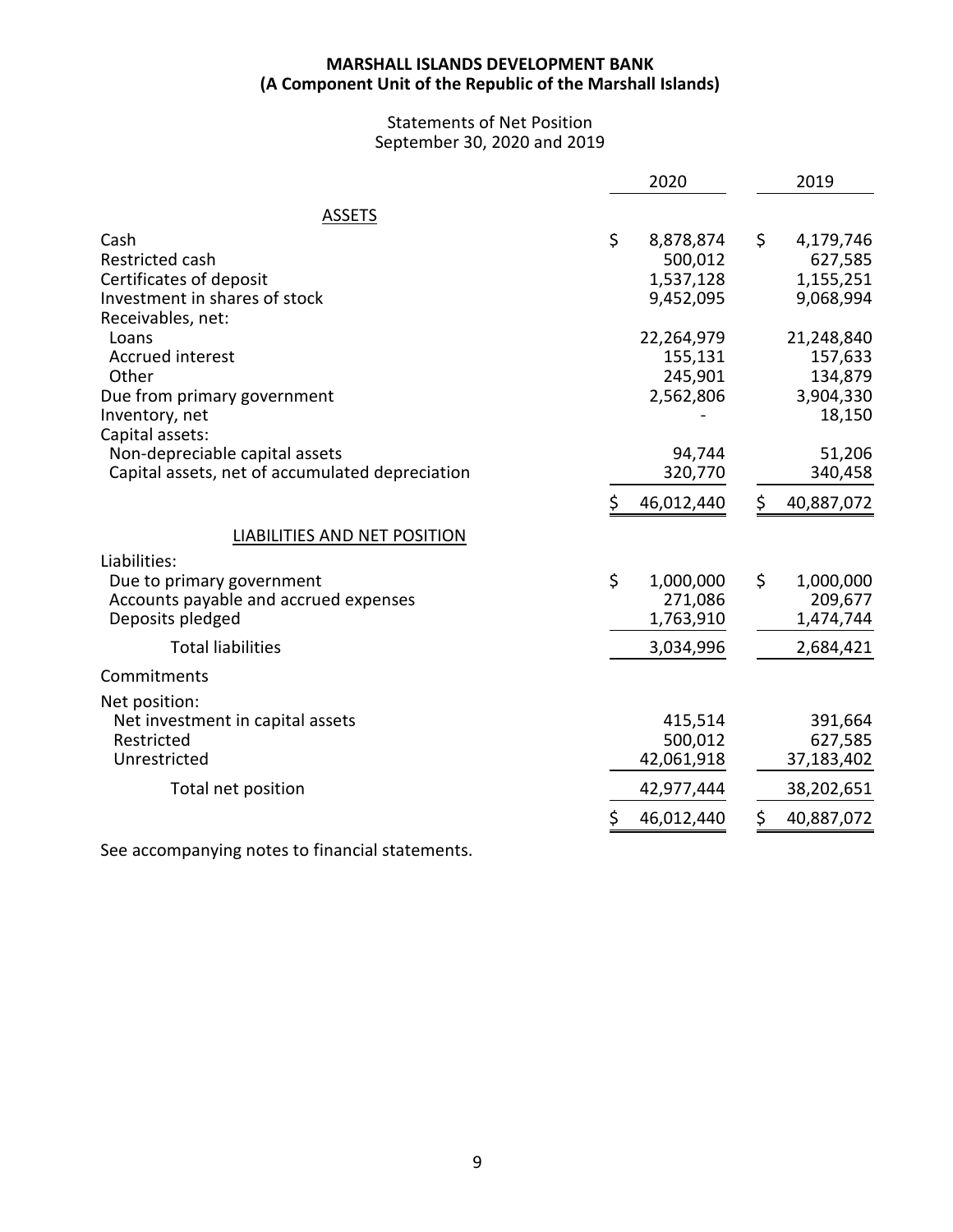**MARSHALL ISLANDS DEVELOPMENT BANK**
**(A Component Unit of the Republic of the Marshall Islands)**

Statements of Net Position
September 30, 2020 and 2019

| | 2020 | 2019 |
|---|---|---|
| ASSETS | | |
| Cash | $ 8,878,874 | $ 4,179,746 |
| Restricted cash | 500,012 | 627,585 |
| Certificates of deposit | 1,537,128 | 1,155,251 |
| Investment in shares of stock | 9,452,095 | 9,068,994 |
| Receivables, net: | | |
| Loans | 22,264,979 | 21,248,840 |
| Accrued interest | 155,131 | 157,633 |
| Other | 245,901 | 134,879 |
| Due from primary government | 2,562,806 | 3,904,330 |
| Inventory, net | - | 18,150 |
| Capital assets: | | |
| Non-depreciable capital assets | 94,744 | 51,206 |
| Capital assets, net of accumulated depreciation | 320,770 | 340,458 |
| | $ 46,012,440 | $ 40,887,072 |
| LIABILITIES AND NET POSITION | | |
| Liabilities: | | |
| Due to primary government | $ 1,000,000 | $ 1,000,000 |
| Accounts payable and accrued expenses | 271,086 | 209,677 |
| Deposits pledged | 1,763,910 | 1,474,744 |
| Total liabilities | 3,034,996 | 2,684,421 |
| Commitments | | |
| Net position: | | |
| Net investment in capital assets | 415,514 | 391,664 |
| Restricted | 500,012 | 627,585 |
| Unrestricted | 42,061,918 | 37,183,402 |
| Total net position | 42,977,444 | 38,202,651 |
| | $ 46,012,440 | $ 40,887,072 |

See accompanying notes to financial statements.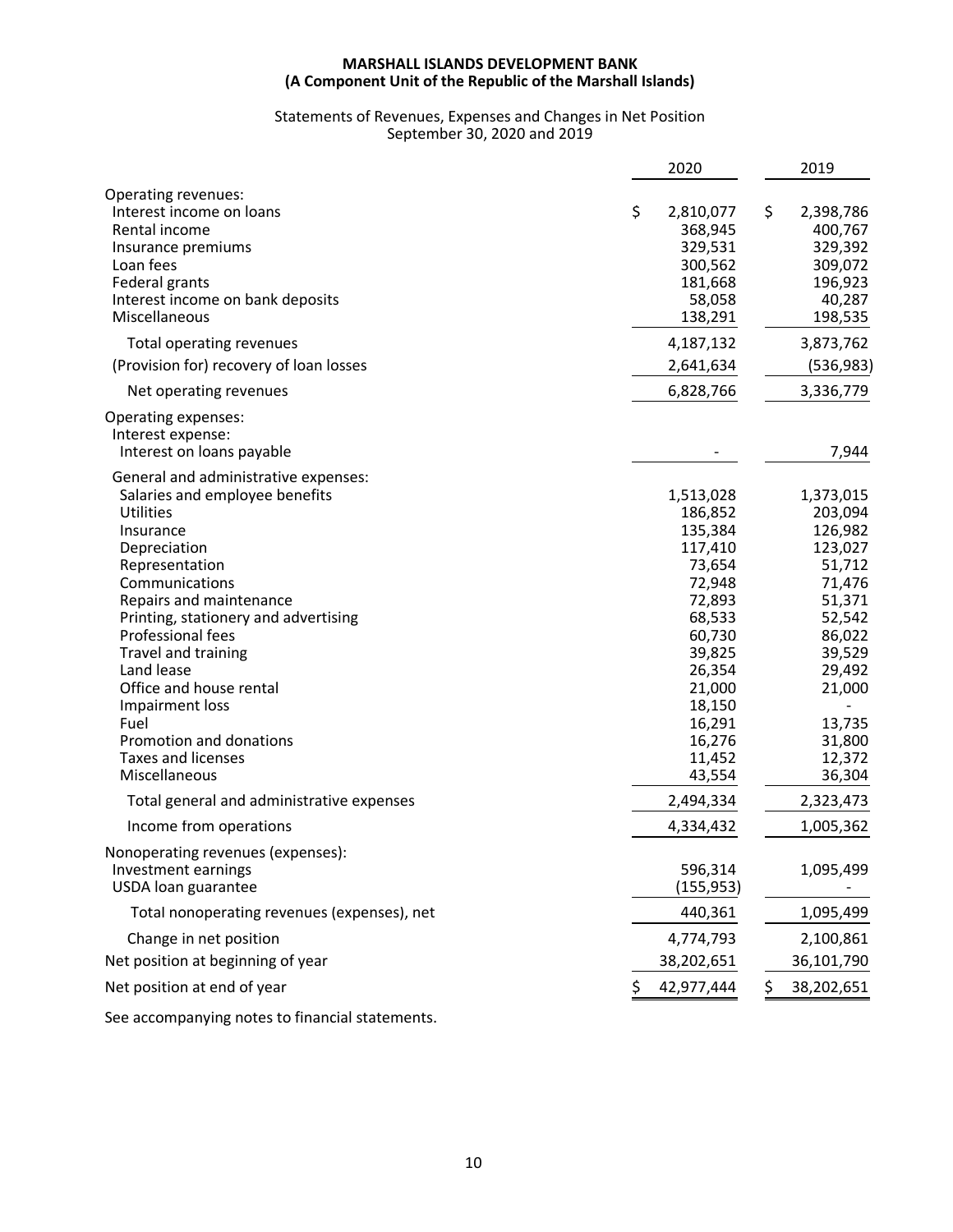**MARSHALL ISLANDS DEVELOPMENT BANK**
**(A Component Unit of the Republic of the Marshall Islands)**

Statements of Revenues, Expenses and Changes in Net Position
September 30, 2020 and 2019

| | 2020 | 2019 |
|---|---|---|
| Operating revenues: | | |
| Interest income on loans | $ 2,810,077 | $ 2,398,786 |
| Rental income | 368,945 | 400,767 |
| Insurance premiums | 329,531 | 329,392 |
| Loan fees | 300,562 | 309,072 |
| Federal grants | 181,668 | 196,923 |
| Interest income on bank deposits | 58,058 | 40,287 |
| Miscellaneous | 138,291 | 198,535 |
| Total operating revenues | 4,187,132 | 3,873,762 |
| (Provision for) recovery of loan losses | 2,641,634 | (536,983) |
| Net operating revenues | 6,828,766 | 3,336,779 |
| Operating expenses: | | |
| Interest expense: | | |
| Interest on loans payable | - | 7,944 |
| General and administrative expenses: | | |
| Salaries and employee benefits | 1,513,028 | 1,373,015 |
| Utilities | 186,852 | 203,094 |
| Insurance | 135,384 | 126,982 |
| Depreciation | 117,410 | 123,027 |
| Representation | 73,654 | 51,712 |
| Communications | 72,948 | 71,476 |
| Repairs and maintenance | 72,893 | 51,371 |
| Printing, stationery and advertising | 68,533 | 52,542 |
| Professional fees | 60,730 | 86,022 |
| Travel and training | 39,825 | 39,529 |
| Land lease | 26,354 | 29,492 |
| Office and house rental | 21,000 | 21,000 |
| Impairment loss | 18,150 | - |
| Fuel | 16,291 | 13,735 |
| Promotion and donations | 16,276 | 31,800 |
| Taxes and licenses | 11,452 | 12,372 |
| Miscellaneous | 43,554 | 36,304 |
| Total general and administrative expenses | 2,494,334 | 2,323,473 |
| Income from operations | 4,334,432 | 1,005,362 |
| Nonoperating revenues (expenses): | | |
| Investment earnings | 596,314 | 1,095,499 |
| USDA loan guarantee | (155,953) | - |
| Total nonoperating revenues (expenses), net | 440,361 | 1,095,499 |
| Change in net position | 4,774,793 | 2,100,861 |
| Net position at beginning of year | 38,202,651 | 36,101,790 |
| Net position at end of year | $ 42,977,444 | $ 38,202,651 |

See accompanying notes to financial statements.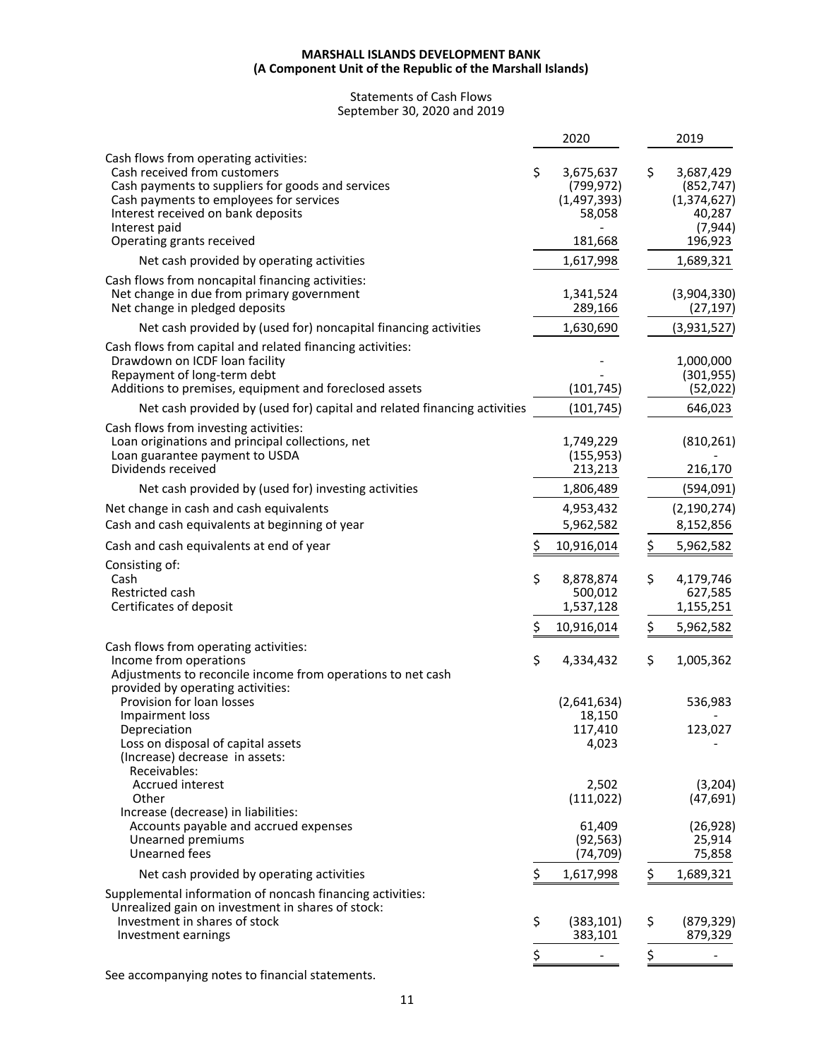**MARSHALL ISLANDS DEVELOPMENT BANK**
**(A Component Unit of the Republic of the Marshall Islands)**

Statements of Cash Flows
September 30, 2020 and 2019

| | 2020 | 2019 |
|---|---|---|
| Cash flows from operating activities: | | |
| Cash received from customers | $ 3,675,637 | $ 3,687,429 |
| Cash payments to suppliers for goods and services | (799,972) | (852,747) |
| Cash payments to employees for services | (1,497,393) | (1,374,627) |
| Interest received on bank deposits | 58,058 | 40,287 |
| Interest paid | - | (7,944) |
| Operating grants received | 181,668 | 196,923 |
| Net cash provided by operating activities | 1,617,998 | 1,689,321 |
| Cash flows from noncapital financing activities: | | |
| Net change in due from primary government | 1,341,524 | (3,904,330) |
| Net change in pledged deposits | 289,166 | (27,197) |
| Net cash provided by (used for) noncapital financing activities | 1,630,690 | (3,931,527) |
| Cash flows from capital and related financing activities: | | |
| Drawdown on ICDF loan facility | - | 1,000,000 |
| Repayment of long-term debt | - | (301,955) |
| Additions to premises, equipment and foreclosed assets | (101,745) | (52,022) |
| Net cash provided by (used for) capital and related financing activities | (101,745) | 646,023 |
| Cash flows from investing activities: | | |
| Loan originations and principal collections, net | 1,749,229 | (810,261) |
| Loan guarantee payment to USDA | (155,953) | - |
| Dividends received | 213,213 | 216,170 |
| Net cash provided by (used for) investing activities | 1,806,489 | (594,091) |
| Net change in cash and cash equivalents | 4,953,432 | (2,190,274) |
| Cash and cash equivalents at beginning of year | 5,962,582 | 8,152,856 |
| Cash and cash equivalents at end of year | $ 10,916,014 | $ 5,962,582 |
| Consisting of: | | |
| Cash | $ 8,878,874 | $ 4,179,746 |
| Restricted cash | 500,012 | 627,585 |
| Certificates of deposit | 1,537,128 | 1,155,251 |
| | $ 10,916,014 | $ 5,962,582 |
| Cash flows from operating activities: | | |
| Income from operations | $ 4,334,432 | $ 1,005,362 |
| Adjustments to reconcile income from operations to net cash provided by operating activities: | | |
| Provision for loan losses | (2,641,634) | 536,983 |
| Impairment loss | 18,150 | - |
| Depreciation | 117,410 | 123,027 |
| Loss on disposal of capital assets | 4,023 | - |
| (Increase) decrease in assets: | | |
| Receivables: | | |
| Accrued interest | 2,502 | (3,204) |
| Other | (111,022) | (47,691) |
| Increase (decrease) in liabilities: | | |
| Accounts payable and accrued expenses | 61,409 | (26,928) |
| Unearned premiums | (92,563) | 25,914 |
| Unearned fees | (74,709) | 75,858 |
| Net cash provided by operating activities | $ 1,617,998 | $ 1,689,321 |
| Supplemental information of noncash financing activities: | | |
| Unrealized gain on investment in shares of stock: | | |
| Investment in shares of stock | $ (383,101) | $ (879,329) |
| Investment earnings | 383,101 | 879,329 |
| | $ - | $ - |

See accompanying notes to financial statements.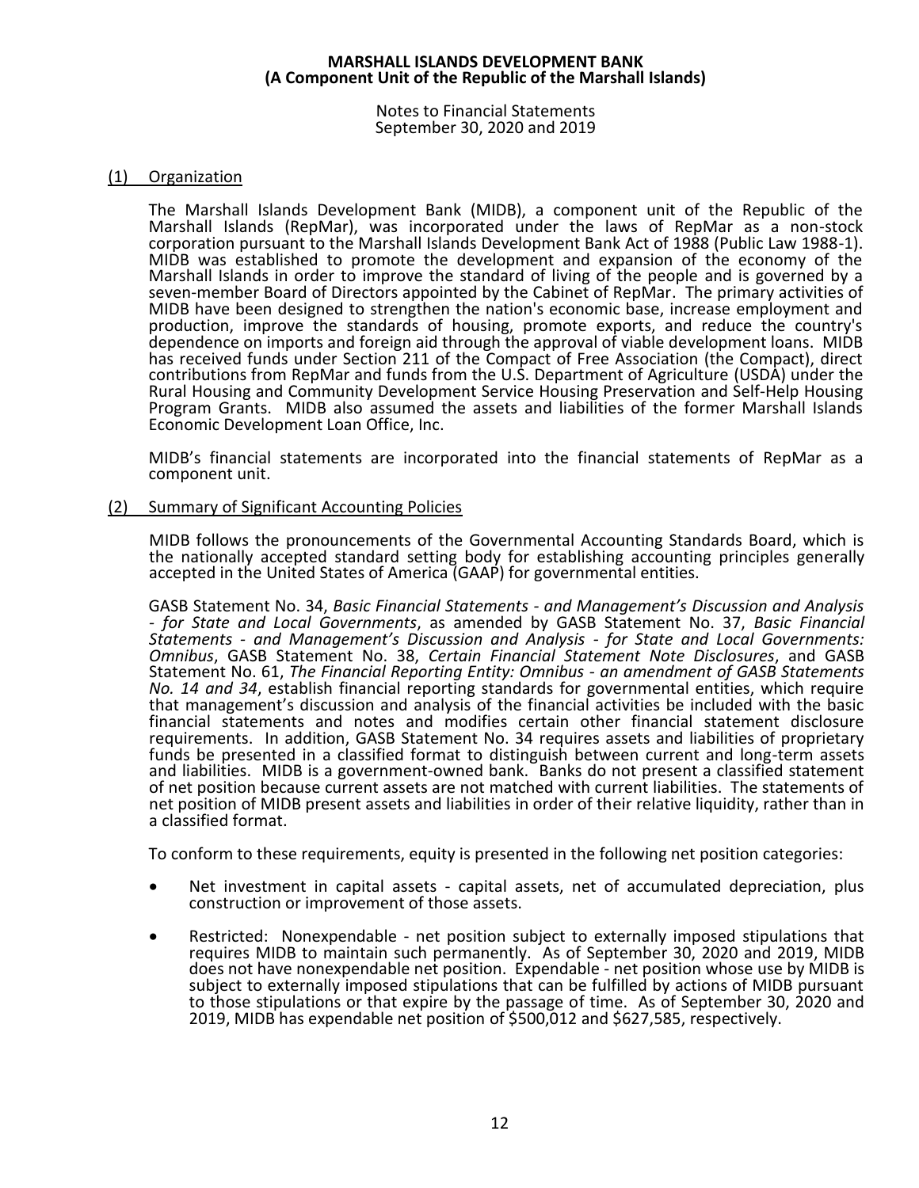**MARSHALL ISLANDS DEVELOPMENT BANK**
**(A Component Unit of the Republic of the Marshall Islands)**

Notes to Financial Statements
September 30, 2020 and 2019

## (1) Organization

The Marshall Islands Development Bank (MIDB), a component unit of the Republic of the Marshall Islands (RepMar), was incorporated under the laws of RepMar as a non-stock corporation pursuant to the Marshall Islands Development Bank Act of 1988 (Public Law 1988-1). MIDB was established to promote the development and expansion of the economy of the Marshall Islands in order to improve the standard of living of the people and is governed by a seven-member Board of Directors appointed by the Cabinet of RepMar. The primary activities of MIDB have been designed to strengthen the nation's economic base, increase employment and production, improve the standards of housing, promote exports, and reduce the country's dependence on imports and foreign aid through the approval of viable development loans. MIDB has received funds under Section 211 of the Compact of Free Association (the Compact), direct contributions from RepMar and funds from the U.S. Department of Agriculture (USDA) under the Rural Housing and Community Development Service Housing Preservation and Self-Help Housing Program Grants. MIDB also assumed the assets and liabilities of the former Marshall Islands Economic Development Loan Office, Inc.

MIDB's financial statements are incorporated into the financial statements of RepMar as a component unit.

## (2) Summary of Significant Accounting Policies

MIDB follows the pronouncements of the Governmental Accounting Standards Board, which is the nationally accepted standard setting body for establishing accounting principles generally accepted in the United States of America (GAAP) for governmental entities.

GASB Statement No. 34, *Basic Financial Statements - and Management's Discussion and Analysis - for State and Local Governments*, as amended by GASB Statement No. 37, *Basic Financial Statements - and Management's Discussion and Analysis - for State and Local Governments: Omnibus*, GASB Statement No. 38, *Certain Financial Statement Note Disclosures*, and GASB Statement No. 61, *The Financial Reporting Entity: Omnibus - an amendment of GASB Statements No. 14 and 34*, establish financial reporting standards for governmental entities, which require that management's discussion and analysis of the financial activities be included with the basic financial statements and notes and modifies certain other financial statement disclosure requirements. In addition, GASB Statement No. 34 requires assets and liabilities of proprietary funds be presented in a classified format to distinguish between current and long-term assets and liabilities. MIDB is a government-owned bank. Banks do not present a classified statement of net position because current assets are not matched with current liabilities. The statements of net position of MIDB present assets and liabilities in order of their relative liquidity, rather than in a classified format.

To conform to these requirements, equity is presented in the following net position categories:

- Net investment in capital assets - capital assets, net of accumulated depreciation, plus construction or improvement of those assets.
- Restricted: Nonexpendable - net position subject to externally imposed stipulations that requires MIDB to maintain such permanently. As of September 30, 2020 and 2019, MIDB does not have nonexpendable net position. Expendable - net position whose use by MIDB is subject to externally imposed stipulations that can be fulfilled by actions of MIDB pursuant to those stipulations or that expire by the passage of time. As of September 30, 2020 and 2019, MIDB has expendable net position of $500,012 and $627,585, respectively.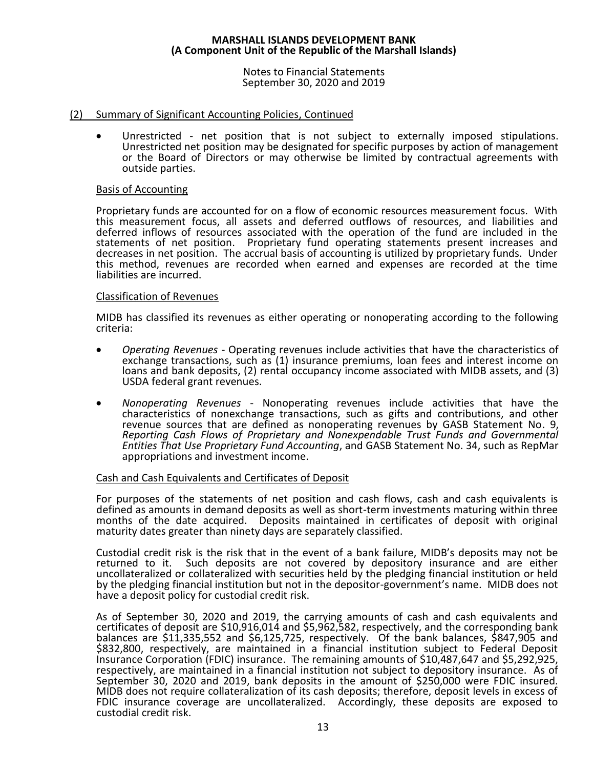## (2) Summary of Significant Accounting Policies, Continued

- Unrestricted - net position that is not subject to externally imposed stipulations. Unrestricted net position may be designated for specific purposes by action of management or the Board of Directors or may otherwise be limited by contractual agreements with outside parties.

### Basis of Accounting

Proprietary funds are accounted for on a flow of economic resources measurement focus. With this measurement focus, all assets and deferred outflows of resources, and liabilities and deferred inflows of resources associated with the operation of the fund are included in the statements of net position. Proprietary fund operating statements present increases and decreases in net position. The accrual basis of accounting is utilized by proprietary funds. Under this method, revenues are recorded when earned and expenses are recorded at the time liabilities are incurred.

### Classification of Revenues

MIDB has classified its revenues as either operating or nonoperating according to the following criteria:

- *Operating Revenues* - Operating revenues include activities that have the characteristics of exchange transactions, such as (1) insurance premiums, loan fees and interest income on loans and bank deposits, (2) rental occupancy income associated with MIDB assets, and (3) USDA federal grant revenues.
- *Nonoperating Revenues* - Nonoperating revenues include activities that have the characteristics of nonexchange transactions, such as gifts and contributions, and other revenue sources that are defined as nonoperating revenues by GASB Statement No. 9, *Reporting Cash Flows of Proprietary and Nonexpendable Trust Funds and Governmental Entities That Use Proprietary Fund Accounting*, and GASB Statement No. 34, such as RepMar appropriations and investment income.

### Cash and Cash Equivalents and Certificates of Deposit

For purposes of the statements of net position and cash flows, cash and cash equivalents is defined as amounts in demand deposits as well as short-term investments maturing within three months of the date acquired. Deposits maintained in certificates of deposit with original maturity dates greater than ninety days are separately classified.

Custodial credit risk is the risk that in the event of a bank failure, MIDB's deposits may not be returned to it. Such deposits are not covered by depository insurance and are either uncollateralized or collateralized with securities held by the pledging financial institution or held by the pledging financial institution but not in the depositor-government's name. MIDB does not have a deposit policy for custodial credit risk.

As of September 30, 2020 and 2019, the carrying amounts of cash and cash equivalents and certificates of deposit are $10,916,014 and $5,962,582, respectively, and the corresponding bank balances are $11,335,552 and $6,125,725, respectively. Of the bank balances, $847,905 and $832,800, respectively, are maintained in a financial institution subject to Federal Deposit Insurance Corporation (FDIC) insurance. The remaining amounts of $10,487,647 and $5,292,925, respectively, are maintained in a financial institution not subject to depository insurance. As of September 30, 2020 and 2019, bank deposits in the amount of $250,000 were FDIC insured. MIDB does not require collateralization of its cash deposits; therefore, deposit levels in excess of FDIC insurance coverage are uncollateralized. Accordingly, these deposits are exposed to custodial credit risk.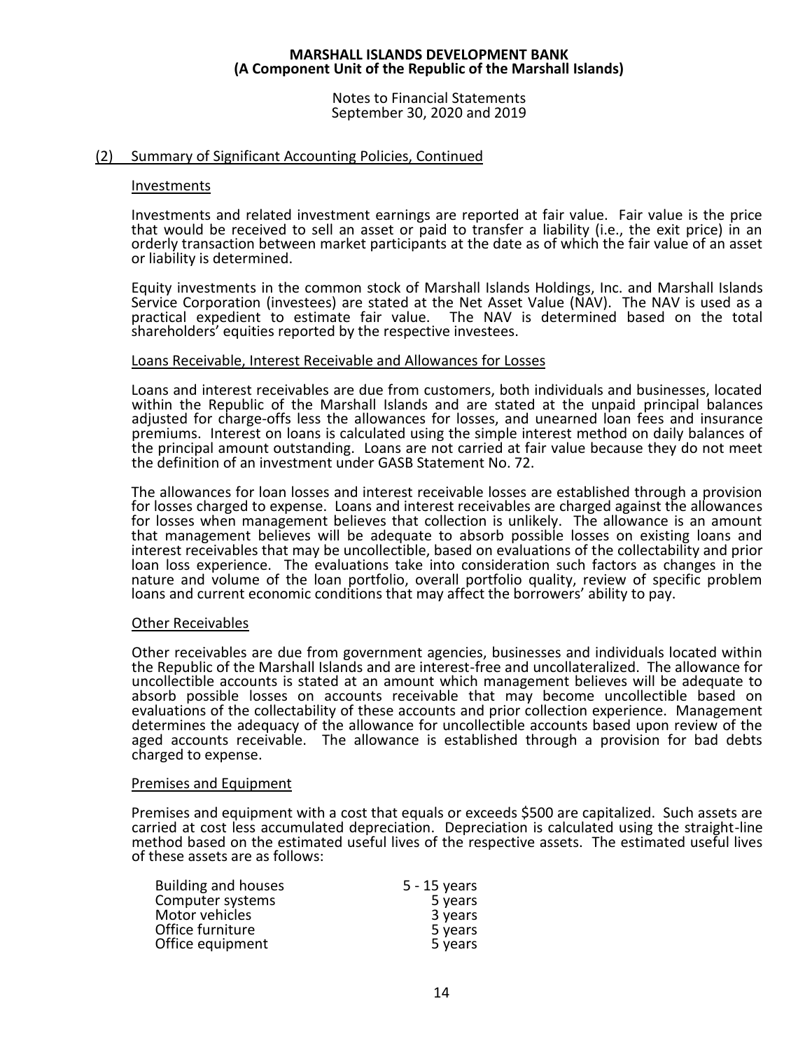**MARSHALL ISLANDS DEVELOPMENT BANK**
**(A Component Unit of the Republic of the Marshall Islands)**

Notes to Financial Statements
September 30, 2020 and 2019

## (2) Summary of Significant Accounting Policies, Continued

### Investments

Investments and related investment earnings are reported at fair value. Fair value is the price that would be received to sell an asset or paid to transfer a liability (i.e., the exit price) in an orderly transaction between market participants at the date as of which the fair value of an asset or liability is determined.

Equity investments in the common stock of Marshall Islands Holdings, Inc. and Marshall Islands Service Corporation (investees) are stated at the Net Asset Value (NAV). The NAV is used as a practical expedient to estimate fair value. The NAV is determined based on the total shareholders' equities reported by the respective investees.

### Loans Receivable, Interest Receivable and Allowances for Losses

Loans and interest receivables are due from customers, both individuals and businesses, located within the Republic of the Marshall Islands and are stated at the unpaid principal balances adjusted for charge-offs less the allowances for losses, and unearned loan fees and insurance premiums. Interest on loans is calculated using the simple interest method on daily balances of the principal amount outstanding. Loans are not carried at fair value because they do not meet the definition of an investment under GASB Statement No. 72.

The allowances for loan losses and interest receivable losses are established through a provision for losses charged to expense. Loans and interest receivables are charged against the allowances for losses when management believes that collection is unlikely. The allowance is an amount that management believes will be adequate to absorb possible losses on existing loans and interest receivables that may be uncollectible, based on evaluations of the collectability and prior loan loss experience. The evaluations take into consideration such factors as changes in the nature and volume of the loan portfolio, overall portfolio quality, review of specific problem loans and current economic conditions that may affect the borrowers' ability to pay.

### Other Receivables

Other receivables are due from government agencies, businesses and individuals located within the Republic of the Marshall Islands and are interest-free and uncollateralized. The allowance for uncollectible accounts is stated at an amount which management believes will be adequate to absorb possible losses on accounts receivable that may become uncollectible based on evaluations of the collectability of these accounts and prior collection experience. Management determines the adequacy of the allowance for uncollectible accounts based upon review of the aged accounts receivable. The allowance is established through a provision for bad debts charged to expense.

### Premises and Equipment

Premises and equipment with a cost that equals or exceeds $500 are capitalized. Such assets are carried at cost less accumulated depreciation. Depreciation is calculated using the straight-line method based on the estimated useful lives of the respective assets. The estimated useful lives of these assets are as follows:

| | |
|---|---|
| Building and houses | 5 - 15 years |
| Computer systems | 5 years |
| Motor vehicles | 3 years |
| Office furniture | 5 years |
| Office equipment | 5 years |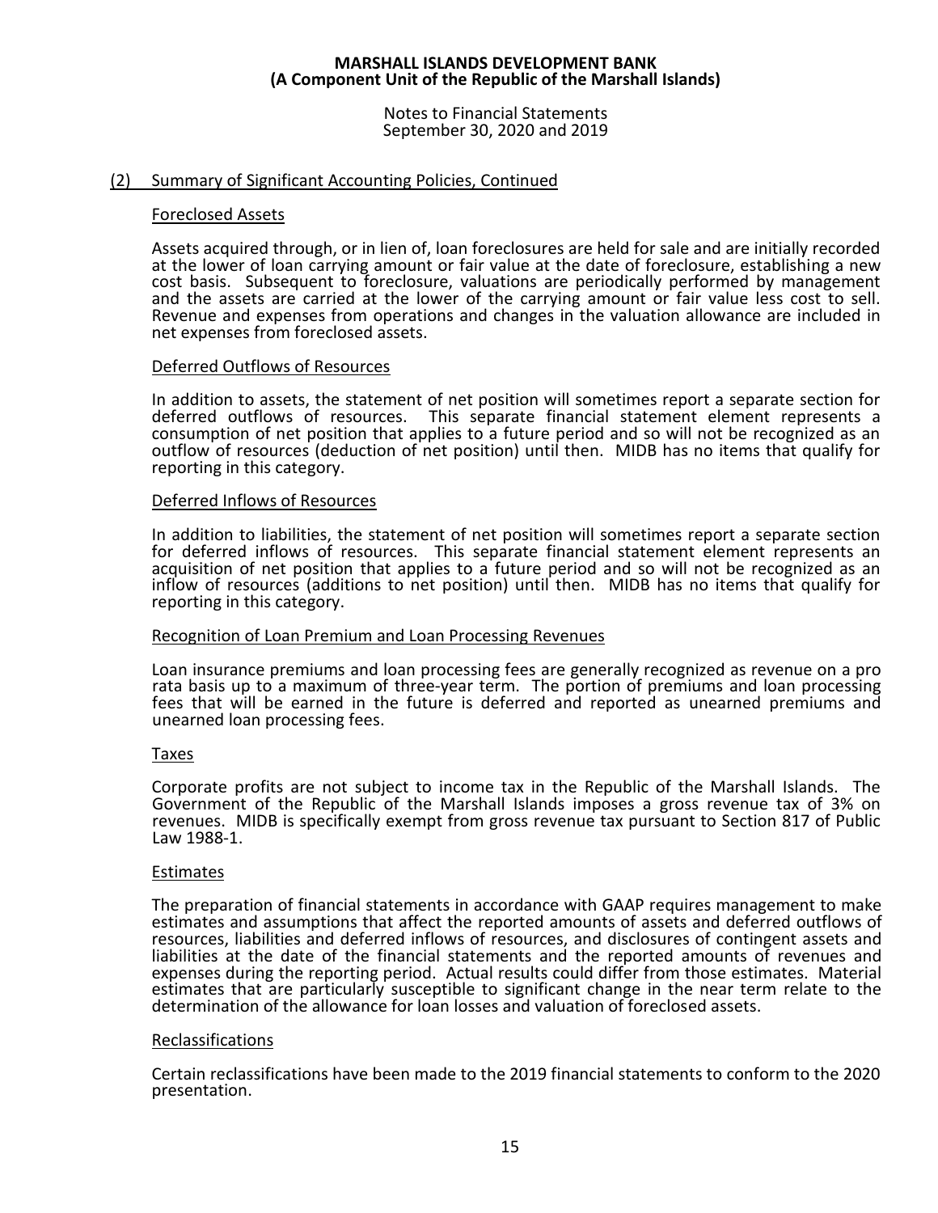## (2) Summary of Significant Accounting Policies, Continued

### Foreclosed Assets

Assets acquired through, or in lien of, loan foreclosures are held for sale and are initially recorded at the lower of loan carrying amount or fair value at the date of foreclosure, establishing a new cost basis. Subsequent to foreclosure, valuations are periodically performed by management and the assets are carried at the lower of the carrying amount or fair value less cost to sell. Revenue and expenses from operations and changes in the valuation allowance are included in net expenses from foreclosed assets.

### Deferred Outflows of Resources

In addition to assets, the statement of net position will sometimes report a separate section for deferred outflows of resources. This separate financial statement element represents a consumption of net position that applies to a future period and so will not be recognized as an outflow of resources (deduction of net position) until then. MIDB has no items that qualify for reporting in this category.

### Deferred Inflows of Resources

In addition to liabilities, the statement of net position will sometimes report a separate section for deferred inflows of resources. This separate financial statement element represents an acquisition of net position that applies to a future period and so will not be recognized as an inflow of resources (additions to net position) until then. MIDB has no items that qualify for reporting in this category.

### Recognition of Loan Premium and Loan Processing Revenues

Loan insurance premiums and loan processing fees are generally recognized as revenue on a pro rata basis up to a maximum of three-year term. The portion of premiums and loan processing fees that will be earned in the future is deferred and reported as unearned premiums and unearned loan processing fees.

### Taxes

Corporate profits are not subject to income tax in the Republic of the Marshall Islands. The Government of the Republic of the Marshall Islands imposes a gross revenue tax of 3% on revenues. MIDB is specifically exempt from gross revenue tax pursuant to Section 817 of Public Law 1988-1.

### Estimates

The preparation of financial statements in accordance with GAAP requires management to make estimates and assumptions that affect the reported amounts of assets and deferred outflows of resources, liabilities and deferred inflows of resources, and disclosures of contingent assets and liabilities at the date of the financial statements and the reported amounts of revenues and expenses during the reporting period. Actual results could differ from those estimates. Material estimates that are particularly susceptible to significant change in the near term relate to the determination of the allowance for loan losses and valuation of foreclosed assets.

### Reclassifications

Certain reclassifications have been made to the 2019 financial statements to conform to the 2020 presentation.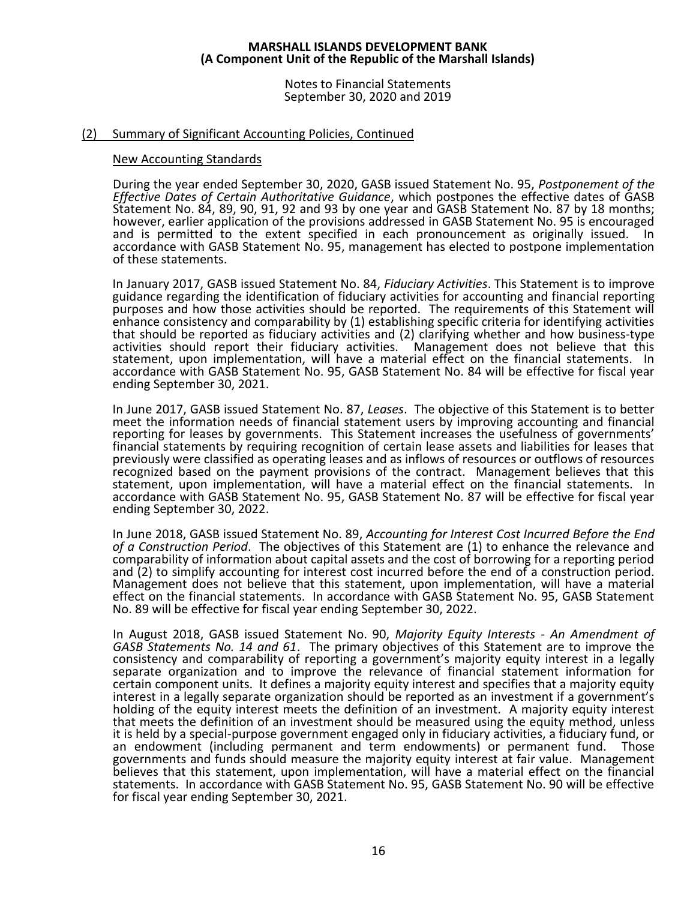## (2) Summary of Significant Accounting Policies, Continued

### New Accounting Standards

During the year ended September 30, 2020, GASB issued Statement No. 95, *Postponement of the Effective Dates of Certain Authoritative Guidance*, which postpones the effective dates of GASB Statement No. 84, 89, 90, 91, 92 and 93 by one year and GASB Statement No. 87 by 18 months; however, earlier application of the provisions addressed in GASB Statement No. 95 is encouraged and is permitted to the extent specified in each pronouncement as originally issued. In accordance with GASB Statement No. 95, management has elected to postpone implementation of these statements.

In January 2017, GASB issued Statement No. 84, *Fiduciary Activities*. This Statement is to improve guidance regarding the identification of fiduciary activities for accounting and financial reporting purposes and how those activities should be reported. The requirements of this Statement will enhance consistency and comparability by (1) establishing specific criteria for identifying activities that should be reported as fiduciary activities and (2) clarifying whether and how business-type activities should report their fiduciary activities. Management does not believe that this statement, upon implementation, will have a material effect on the financial statements. In accordance with GASB Statement No. 95, GASB Statement No. 84 will be effective for fiscal year ending September 30, 2021.

In June 2017, GASB issued Statement No. 87, *Leases*. The objective of this Statement is to better meet the information needs of financial statement users by improving accounting and financial reporting for leases by governments. This Statement increases the usefulness of governments' financial statements by requiring recognition of certain lease assets and liabilities for leases that previously were classified as operating leases and as inflows of resources or outflows of resources recognized based on the payment provisions of the contract. Management believes that this statement, upon implementation, will have a material effect on the financial statements. In accordance with GASB Statement No. 95, GASB Statement No. 87 will be effective for fiscal year ending September 30, 2022.

In June 2018, GASB issued Statement No. 89, *Accounting for Interest Cost Incurred Before the End of a Construction Period*. The objectives of this Statement are (1) to enhance the relevance and comparability of information about capital assets and the cost of borrowing for a reporting period and (2) to simplify accounting for interest cost incurred before the end of a construction period. Management does not believe that this statement, upon implementation, will have a material effect on the financial statements. In accordance with GASB Statement No. 95, GASB Statement No. 89 will be effective for fiscal year ending September 30, 2022.

In August 2018, GASB issued Statement No. 90, *Majority Equity Interests - An Amendment of GASB Statements No. 14 and 61*. The primary objectives of this Statement are to improve the consistency and comparability of reporting a government's majority equity interest in a legally separate organization and to improve the relevance of financial statement information for certain component units. It defines a majority equity interest and specifies that a majority equity interest in a legally separate organization should be reported as an investment if a government's holding of the equity interest meets the definition of an investment. A majority equity interest that meets the definition of an investment should be measured using the equity method, unless it is held by a special-purpose government engaged only in fiduciary activities, a fiduciary fund, or an endowment (including permanent and term endowments) or permanent fund. Those governments and funds should measure the majority equity interest at fair value. Management believes that this statement, upon implementation, will have a material effect on the financial statements. In accordance with GASB Statement No. 95, GASB Statement No. 90 will be effective for fiscal year ending September 30, 2021.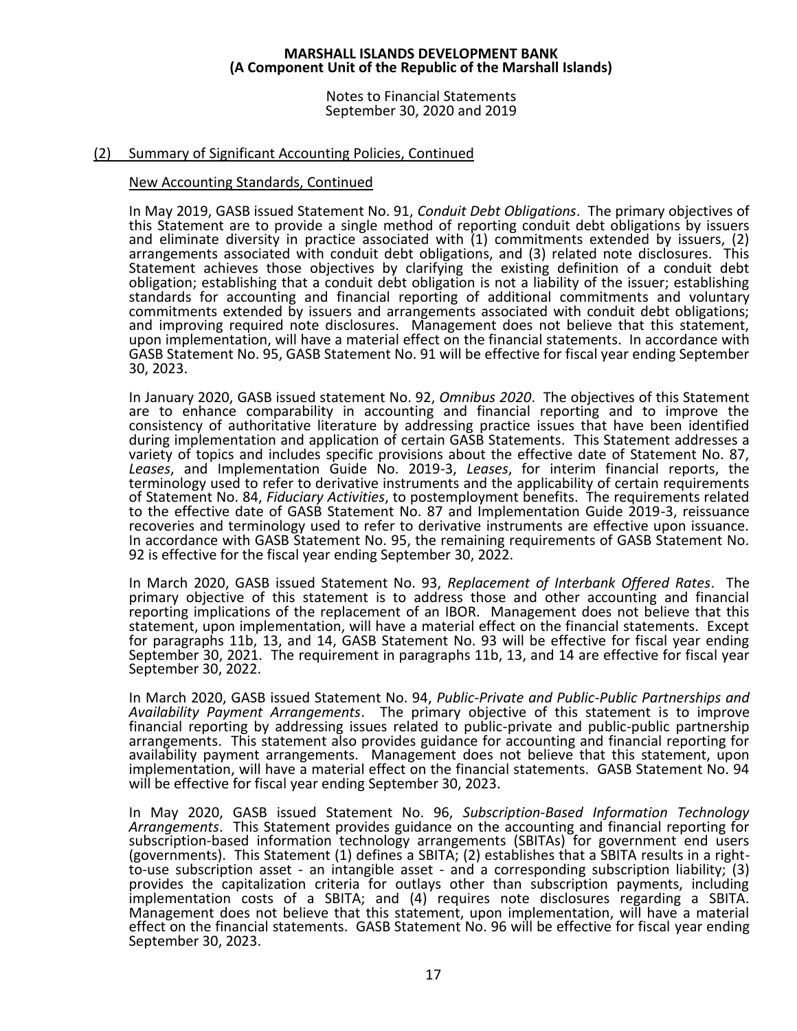## (2) Summary of Significant Accounting Policies, Continued

### New Accounting Standards, Continued

In May 2019, GASB issued Statement No. 91, *Conduit Debt Obligations*. The primary objectives of this Statement are to provide a single method of reporting conduit debt obligations by issuers and eliminate diversity in practice associated with (1) commitments extended by issuers, (2) arrangements associated with conduit debt obligations, and (3) related note disclosures. This Statement achieves those objectives by clarifying the existing definition of a conduit debt obligation; establishing that a conduit debt obligation is not a liability of the issuer; establishing standards for accounting and financial reporting of additional commitments and voluntary commitments extended by issuers and arrangements associated with conduit debt obligations; and improving required note disclosures. Management does not believe that this statement, upon implementation, will have a material effect on the financial statements. In accordance with GASB Statement No. 95, GASB Statement No. 91 will be effective for fiscal year ending September 30, 2023.

In January 2020, GASB issued statement No. 92, *Omnibus 2020*. The objectives of this Statement are to enhance comparability in accounting and financial reporting and to improve the consistency of authoritative literature by addressing practice issues that have been identified during implementation and application of certain GASB Statements. This Statement addresses a variety of topics and includes specific provisions about the effective date of Statement No. 87, *Leases*, and Implementation Guide No. 2019-3, *Leases*, for interim financial reports, the terminology used to refer to derivative instruments and the applicability of certain requirements of Statement No. 84, *Fiduciary Activities*, to postemployment benefits. The requirements related to the effective date of GASB Statement No. 87 and Implementation Guide 2019-3, reissuance recoveries and terminology used to refer to derivative instruments are effective upon issuance. In accordance with GASB Statement No. 95, the remaining requirements of GASB Statement No. 92 is effective for the fiscal year ending September 30, 2022.

In March 2020, GASB issued Statement No. 93, *Replacement of Interbank Offered Rates*. The primary objective of this statement is to address those and other accounting and financial reporting implications of the replacement of an IBOR. Management does not believe that this statement, upon implementation, will have a material effect on the financial statements. Except for paragraphs 11b, 13, and 14, GASB Statement No. 93 will be effective for fiscal year ending September 30, 2021. The requirement in paragraphs 11b, 13, and 14 are effective for fiscal year September 30, 2022.

In March 2020, GASB issued Statement No. 94, *Public-Private and Public-Public Partnerships and Availability Payment Arrangements*. The primary objective of this statement is to improve financial reporting by addressing issues related to public-private and public-public partnership arrangements. This statement also provides guidance for accounting and financial reporting for availability payment arrangements. Management does not believe that this statement, upon implementation, will have a material effect on the financial statements. GASB Statement No. 94 will be effective for fiscal year ending September 30, 2023.

In May 2020, GASB issued Statement No. 96, *Subscription-Based Information Technology Arrangements*. This Statement provides guidance on the accounting and financial reporting for subscription-based information technology arrangements (SBITAs) for government end users (governments). This Statement (1) defines a SBITA; (2) establishes that a SBITA results in a right-to-use subscription asset - an intangible asset - and a corresponding subscription liability; (3) provides the capitalization criteria for outlays other than subscription payments, including implementation costs of a SBITA; and (4) requires note disclosures regarding a SBITA. Management does not believe that this statement, upon implementation, will have a material effect on the financial statements. GASB Statement No. 96 will be effective for fiscal year ending September 30, 2023.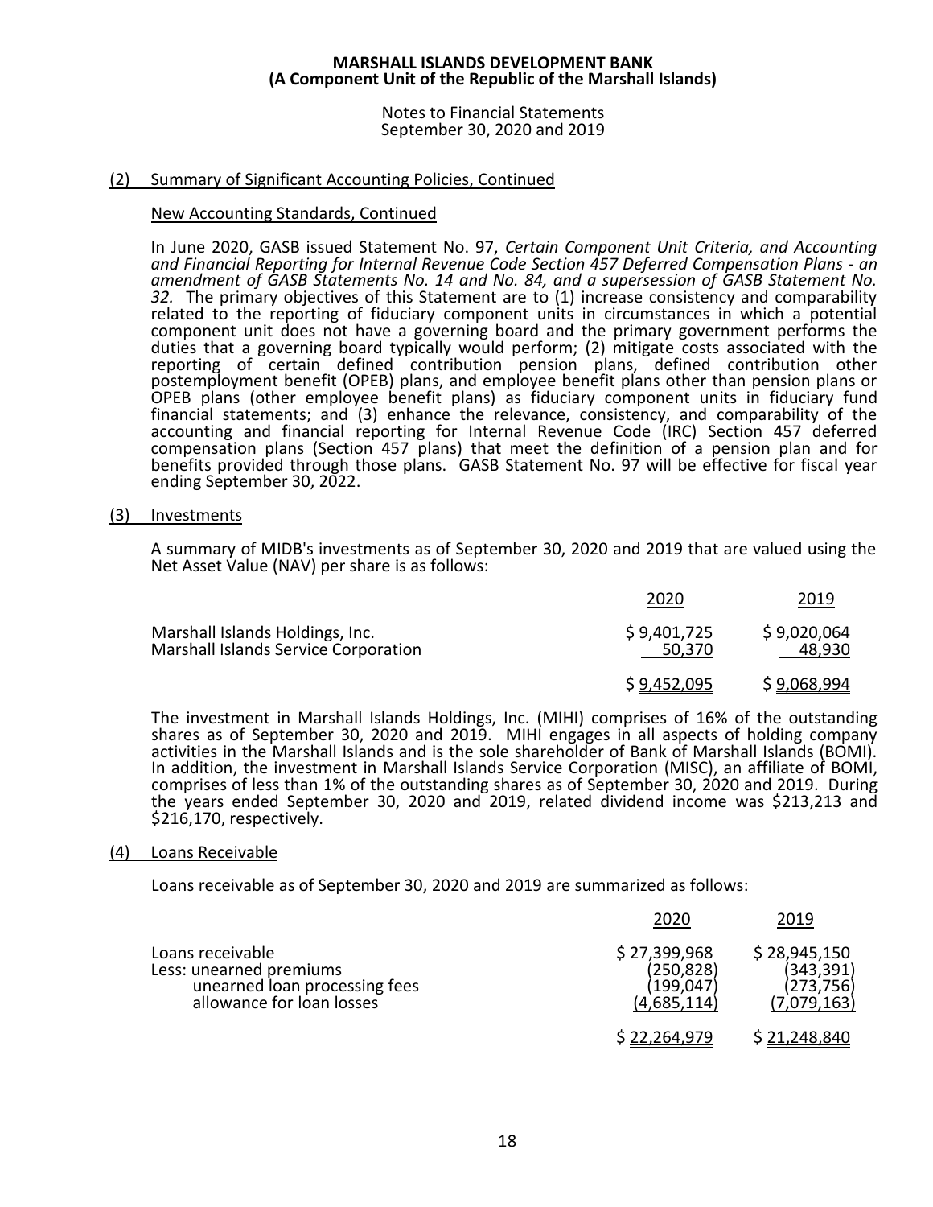# MARSHALL ISLANDS DEVELOPMENT BANK
## (A Component Unit of the Republic of the Marshall Islands)

Notes to Financial Statements
September 30, 2020 and 2019

## (2) Summary of Significant Accounting Policies, Continued

### New Accounting Standards, Continued

In June 2020, GASB issued Statement No. 97, *Certain Component Unit Criteria, and Accounting and Financial Reporting for Internal Revenue Code Section 457 Deferred Compensation Plans - an amendment of GASB Statements No. 14 and No. 84, and a supersession of GASB Statement No. 32.* The primary objectives of this Statement are to (1) increase consistency and comparability related to the reporting of fiduciary component units in circumstances in which a potential component unit does not have a governing board and the primary government performs the duties that a governing board typically would perform; (2) mitigate costs associated with the reporting of certain defined contribution pension plans, defined contribution other postemployment benefit (OPEB) plans, and employee benefit plans other than pension plans or OPEB plans (other employee benefit plans) as fiduciary component units in fiduciary fund financial statements; and (3) enhance the relevance, consistency, and comparability of the accounting and financial reporting for Internal Revenue Code (IRC) Section 457 deferred compensation plans (Section 457 plans) that meet the definition of a pension plan and for benefits provided through those plans. GASB Statement No. 97 will be effective for fiscal year ending September 30, 2022.

## (3) Investments

A summary of MIDB's investments as of September 30, 2020 and 2019 that are valued using the Net Asset Value (NAV) per share is as follows:

| | 2020 | 2019 |
|---|---|---|
| Marshall Islands Holdings, Inc. | $ 9,401,725 | $ 9,020,064 |
| Marshall Islands Service Corporation | 50,370 | 48,930 |
| | $ 9,452,095 | $ 9,068,994 |

The investment in Marshall Islands Holdings, Inc. (MIHI) comprises of 16% of the outstanding shares as of September 30, 2020 and 2019. MIHI engages in all aspects of holding company activities in the Marshall Islands and is the sole shareholder of Bank of Marshall Islands (BOMI). In addition, the investment in Marshall Islands Service Corporation (MISC), an affiliate of BOMI, comprises of less than 1% of the outstanding shares as of September 30, 2020 and 2019. During the years ended September 30, 2020 and 2019, related dividend income was $213,213 and $216,170, respectively.

## (4) Loans Receivable

Loans receivable as of September 30, 2020 and 2019 are summarized as follows:

| | 2020 | 2019 |
|---|---|---|
| Loans receivable | $ 27,399,968 | $ 28,945,150 |
| Less: unearned premiums | (250,828) | (343,391) |
| unearned loan processing fees | (199,047) | (273,756) |
| allowance for loan losses | (4,685,114) | (7,079,163) |
| | $ 22,264,979 | $ 21,248,840 |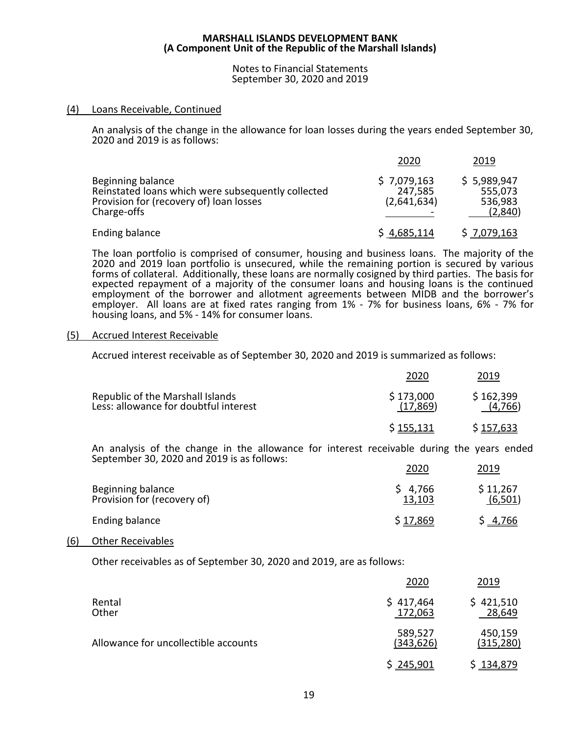**MARSHALL ISLANDS DEVELOPMENT BANK**
**(A Component Unit of the Republic of the Marshall Islands)**

Notes to Financial Statements
September 30, 2020 and 2019

(4) Loans Receivable, Continued

An analysis of the change in the allowance for loan losses during the years ended September 30, 2020 and 2019 is as follows:

| | 2020 | 2019 |
|---|---|---|
| Beginning balance | $ 7,079,163 | $ 5,989,947 |
| Reinstated loans which were subsequently collected | 247,585 | 555,073 |
| Provision for (recovery of) loan losses | (2,641,634) | 536,983 |
| Charge-offs | - | (2,840) |
| Ending balance | $ 4,685,114 | $ 7,079,163 |

The loan portfolio is comprised of consumer, housing and business loans. The majority of the 2020 and 2019 loan portfolio is unsecured, while the remaining portion is secured by various forms of collateral. Additionally, these loans are normally cosigned by third parties. The basis for expected repayment of a majority of the consumer loans and housing loans is the continued employment of the borrower and allotment agreements between MIDB and the borrower's employer. All loans are at fixed rates ranging from 1% - 7% for business loans, 6% - 7% for housing loans, and 5% - 14% for consumer loans.

(5) Accrued Interest Receivable

Accrued interest receivable as of September 30, 2020 and 2019 is summarized as follows:

| | 2020 | 2019 |
|---|---|---|
| Republic of the Marshall Islands | $ 173,000 | $ 162,399 |
| Less: allowance for doubtful interest | (17,869) | (4,766) |
| | $ 155,131 | $ 157,633 |

An analysis of the change in the allowance for interest receivable during the years ended September 30, 2020 and 2019 is as follows:

| | 2020 | 2019 |
|---|---|---|
| Beginning balance | $ 4,766 | $ 11,267 |
| Provision for (recovery of) | 13,103 | (6,501) |
| Ending balance | $ 17,869 | $ 4,766 |

(6) Other Receivables

Other receivables as of September 30, 2020 and 2019, are as follows:

| | 2020 | 2019 |
|---|---|---|
| Rental | $ 417,464 | $ 421,510 |
| Other | 172,063 | 28,649 |
| | 589,527 | 450,159 |
| Allowance for uncollectible accounts | (343,626) | (315,280) |
| | $ 245,901 | $ 134,879 |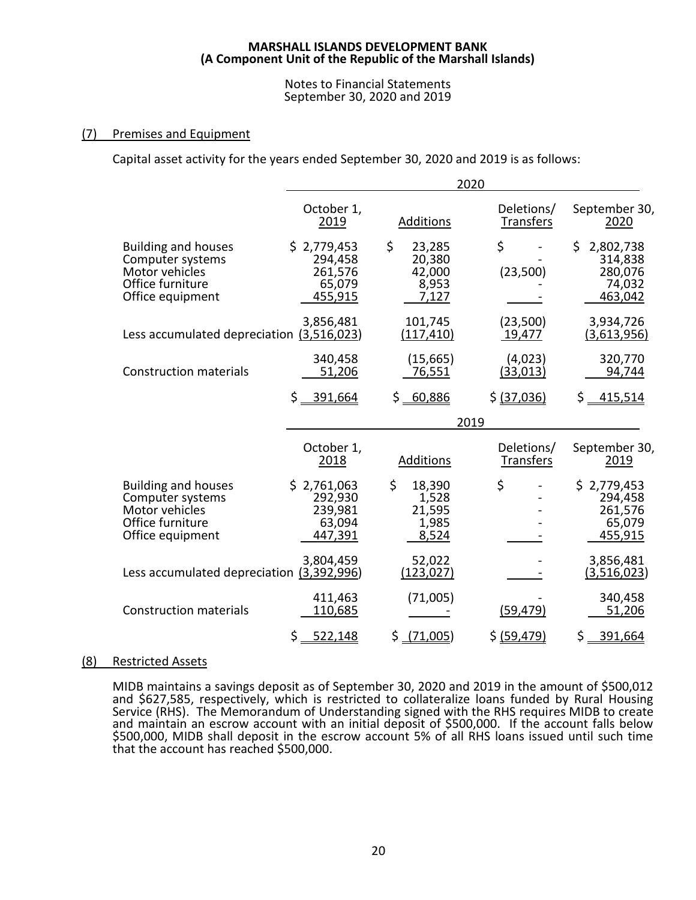MARSHALL ISLANDS DEVELOPMENT BANK
(A Component Unit of the Republic of the Marshall Islands)

Notes to Financial Statements
September 30, 2020 and 2019

## (7) Premises and Equipment

Capital asset activity for the years ended September 30, 2020 and 2019 is as follows:

| | 2020 | | | |
|---|---|---|---|---|
| | October 1, 2019 | Additions | Deletions/ Transfers | September 30, 2020 |
| Building and houses | $ 2,779,453 | $ 23,285 | $ - | $ 2,802,738 |
| Computer systems | 294,458 | 20,380 | - | 314,838 |
| Motor vehicles | 261,576 | 42,000 | (23,500) | 280,076 |
| Office furniture | 65,079 | 8,953 | - | 74,032 |
| Office equipment | 455,915 | 7,127 | - | 463,042 |
| | 3,856,481 | 101,745 | (23,500) | 3,934,726 |
| Less accumulated depreciation | (3,516,023) | (117,410) | 19,477 | (3,613,956) |
| | 340,458 | (15,665) | (4,023) | 320,770 |
| Construction materials | 51,206 | 76,551 | (33,013) | 94,744 |
| | $ 391,664 | $ 60,886 | $ (37,036) | $ 415,514 |

| | 2019 | | | |
|---|---|---|---|---|
| | October 1, 2018 | Additions | Deletions/ Transfers | September 30, 2019 |
| Building and houses | $ 2,761,063 | $ 18,390 | $ - | $ 2,779,453 |
| Computer systems | 292,930 | 1,528 | - | 294,458 |
| Motor vehicles | 239,981 | 21,595 | - | 261,576 |
| Office furniture | 63,094 | 1,985 | - | 65,079 |
| Office equipment | 447,391 | 8,524 | - | 455,915 |
| | 3,804,459 | 52,022 | - | 3,856,481 |
| Less accumulated depreciation | (3,392,996) | (123,027) | - | (3,516,023) |
| | 411,463 | (71,005) | - | 340,458 |
| Construction materials | 110,685 | - | (59,479) | 51,206 |
| | $ 522,148 | $ (71,005) | $ (59,479) | $ 391,664 |

## (8) Restricted Assets

MIDB maintains a savings deposit as of September 30, 2020 and 2019 in the amount of $500,012 and $627,585, respectively, which is restricted to collateralize loans funded by Rural Housing Service (RHS). The Memorandum of Understanding signed with the RHS requires MIDB to create and maintain an escrow account with an initial deposit of $500,000. If the account falls below $500,000, MIDB shall deposit in the escrow account 5% of all RHS loans issued until such time that the account has reached $500,000.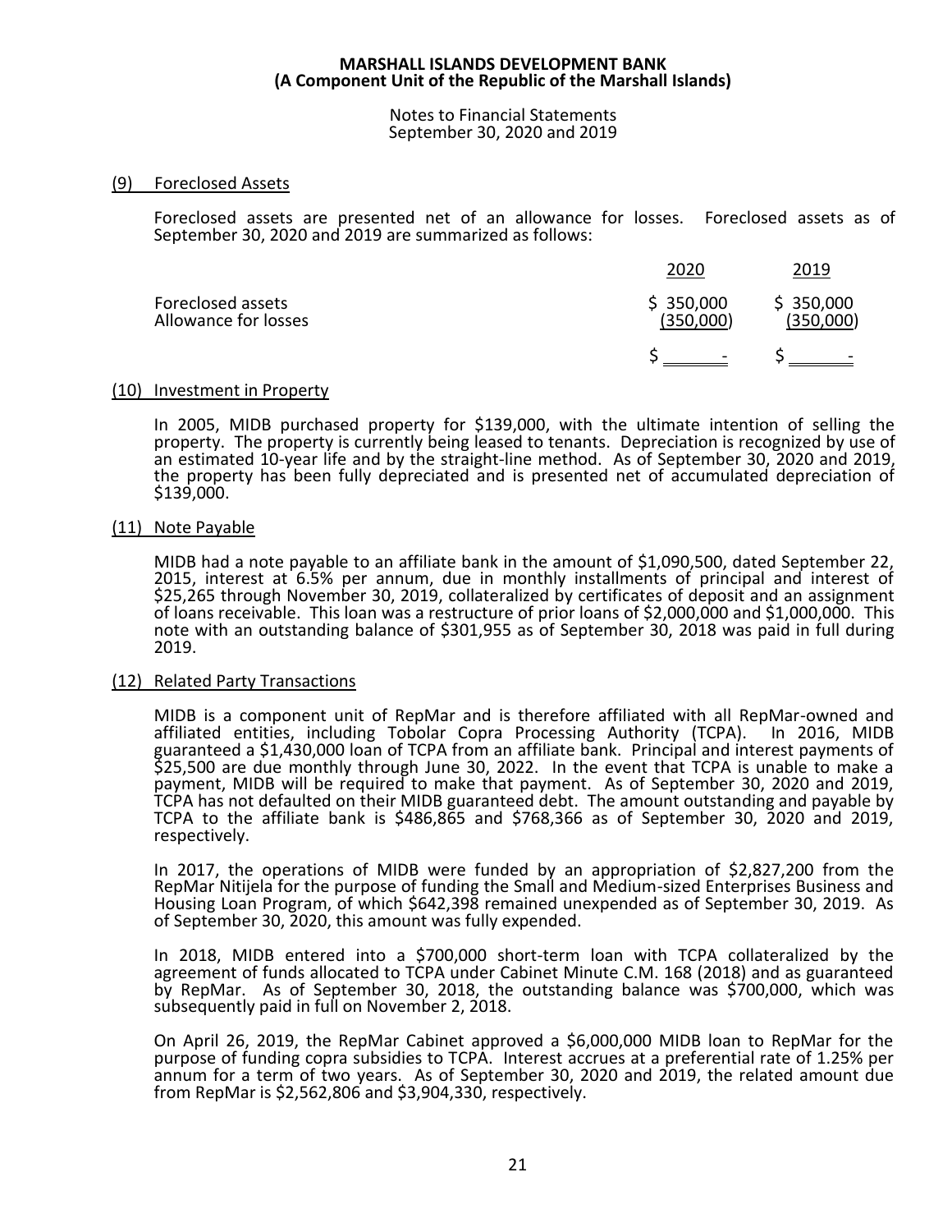**MARSHALL ISLANDS DEVELOPMENT BANK**
**(A Component Unit of the Republic of the Marshall Islands)**

Notes to Financial Statements
September 30, 2020 and 2019

## (9) Foreclosed Assets

Foreclosed assets are presented net of an allowance for losses. Foreclosed assets as of September 30, 2020 and 2019 are summarized as follows:

| | 2020 | 2019 |
|---|---|---|
| Foreclosed assets | $ 350,000 | $ 350,000 |
| Allowance for losses | (350,000) | (350,000) |
| | $ - | $ - |

## (10) Investment in Property

In 2005, MIDB purchased property for $139,000, with the ultimate intention of selling the property. The property is currently being leased to tenants. Depreciation is recognized by use of an estimated 10-year life and by the straight-line method. As of September 30, 2020 and 2019, the property has been fully depreciated and is presented net of accumulated depreciation of $139,000.

## (11) Note Payable

MIDB had a note payable to an affiliate bank in the amount of $1,090,500, dated September 22, 2015, interest at 6.5% per annum, due in monthly installments of principal and interest of $25,265 through November 30, 2019, collateralized by certificates of deposit and an assignment of loans receivable. This loan was a restructure of prior loans of $2,000,000 and $1,000,000. This note with an outstanding balance of $301,955 as of September 30, 2018 was paid in full during 2019.

## (12) Related Party Transactions

MIDB is a component unit of RepMar and is therefore affiliated with all RepMar-owned and affiliated entities, including Tobolar Copra Processing Authority (TCPA). In 2016, MIDB guaranteed a $1,430,000 loan of TCPA from an affiliate bank. Principal and interest payments of $25,500 are due monthly through June 30, 2022. In the event that TCPA is unable to make a payment, MIDB will be required to make that payment. As of September 30, 2020 and 2019, TCPA has not defaulted on their MIDB guaranteed debt. The amount outstanding and payable by TCPA to the affiliate bank is $486,865 and $768,366 as of September 30, 2020 and 2019, respectively.

In 2017, the operations of MIDB were funded by an appropriation of $2,827,200 from the RepMar Nitijela for the purpose of funding the Small and Medium-sized Enterprises Business and Housing Loan Program, of which $642,398 remained unexpended as of September 30, 2019. As of September 30, 2020, this amount was fully expended.

In 2018, MIDB entered into a $700,000 short-term loan with TCPA collateralized by the agreement of funds allocated to TCPA under Cabinet Minute C.M. 168 (2018) and as guaranteed by RepMar. As of September 30, 2018, the outstanding balance was $700,000, which was subsequently paid in full on November 2, 2018.

On April 26, 2019, the RepMar Cabinet approved a $6,000,000 MIDB loan to RepMar for the purpose of funding copra subsidies to TCPA. Interest accrues at a preferential rate of 1.25% per annum for a term of two years. As of September 30, 2020 and 2019, the related amount due from RepMar is $2,562,806 and $3,904,330, respectively.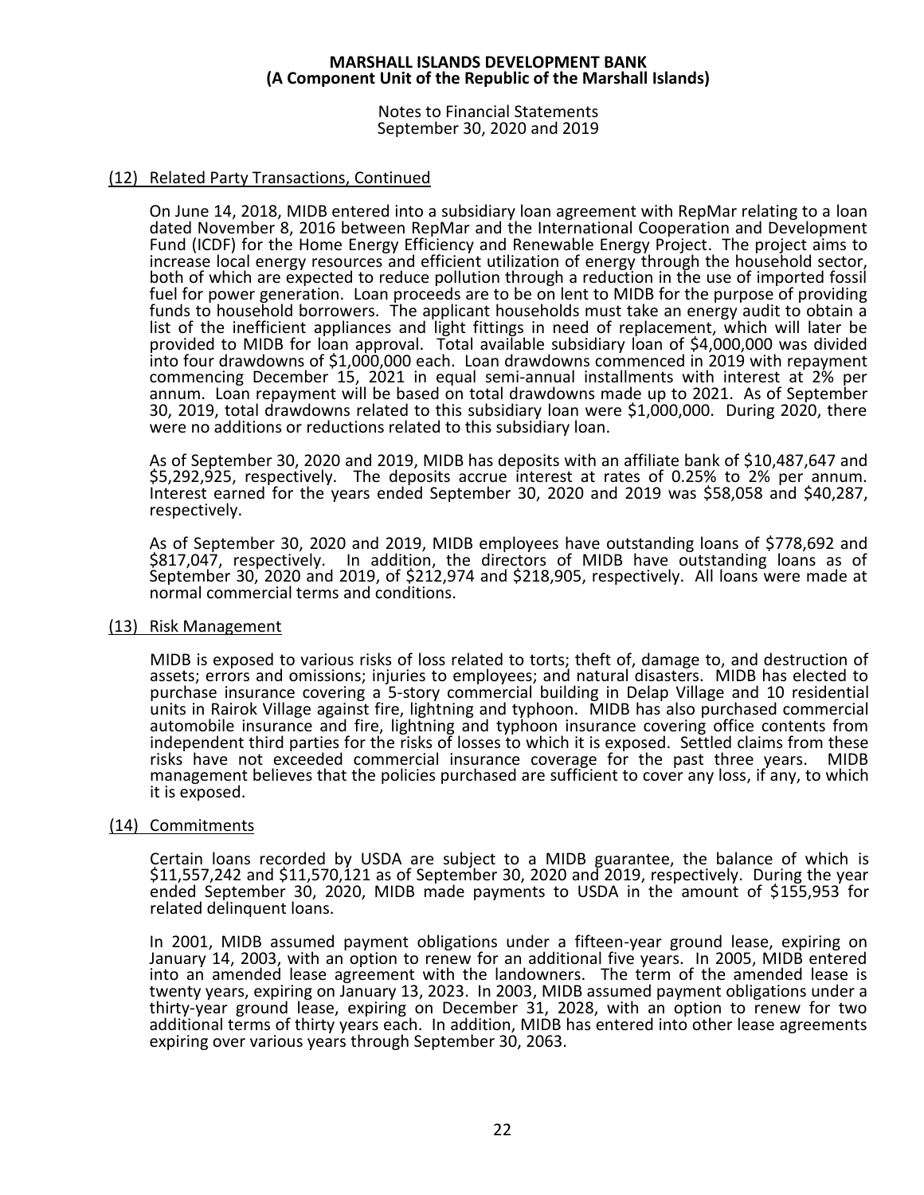## (12) Related Party Transactions, Continued

On June 14, 2018, MIDB entered into a subsidiary loan agreement with RepMar relating to a loan dated November 8, 2016 between RepMar and the International Cooperation and Development Fund (ICDF) for the Home Energy Efficiency and Renewable Energy Project. The project aims to increase local energy resources and efficient utilization of energy through the household sector, both of which are expected to reduce pollution through a reduction in the use of imported fossil fuel for power generation. Loan proceeds are to be on lent to MIDB for the purpose of providing funds to household borrowers. The applicant households must take an energy audit to obtain a list of the inefficient appliances and light fittings in need of replacement, which will later be provided to MIDB for loan approval. Total available subsidiary loan of $4,000,000 was divided into four drawdowns of $1,000,000 each. Loan drawdowns commenced in 2019 with repayment commencing December 15, 2021 in equal semi-annual installments with interest at 2% per annum. Loan repayment will be based on total drawdowns made up to 2021. As of September 30, 2019, total drawdowns related to this subsidiary loan were $1,000,000. During 2020, there were no additions or reductions related to this subsidiary loan.

As of September 30, 2020 and 2019, MIDB has deposits with an affiliate bank of $10,487,647 and $5,292,925, respectively. The deposits accrue interest at rates of 0.25% to 2% per annum. Interest earned for the years ended September 30, 2020 and 2019 was $58,058 and $40,287, respectively.

As of September 30, 2020 and 2019, MIDB employees have outstanding loans of $778,692 and $817,047, respectively. In addition, the directors of MIDB have outstanding loans as of September 30, 2020 and 2019, of $212,974 and $218,905, respectively. All loans were made at normal commercial terms and conditions.

## (13) Risk Management

MIDB is exposed to various risks of loss related to torts; theft of, damage to, and destruction of assets; errors and omissions; injuries to employees; and natural disasters. MIDB has elected to purchase insurance covering a 5-story commercial building in Delap Village and 10 residential units in Rairok Village against fire, lightning and typhoon. MIDB has also purchased commercial automobile insurance and fire, lightning and typhoon insurance covering office contents from independent third parties for the risks of losses to which it is exposed. Settled claims from these risks have not exceeded commercial insurance coverage for the past three years. MIDB management believes that the policies purchased are sufficient to cover any loss, if any, to which it is exposed.

## (14) Commitments

Certain loans recorded by USDA are subject to a MIDB guarantee, the balance of which is $11,557,242 and $11,570,121 as of September 30, 2020 and 2019, respectively. During the year ended September 30, 2020, MIDB made payments to USDA in the amount of $155,953 for related delinquent loans.

In 2001, MIDB assumed payment obligations under a fifteen-year ground lease, expiring on January 14, 2003, with an option to renew for an additional five years. In 2005, MIDB entered into an amended lease agreement with the landowners. The term of the amended lease is twenty years, expiring on January 13, 2023. In 2003, MIDB assumed payment obligations under a thirty-year ground lease, expiring on December 31, 2028, with an option to renew for two additional terms of thirty years each. In addition, MIDB has entered into other lease agreements expiring over various years through September 30, 2063.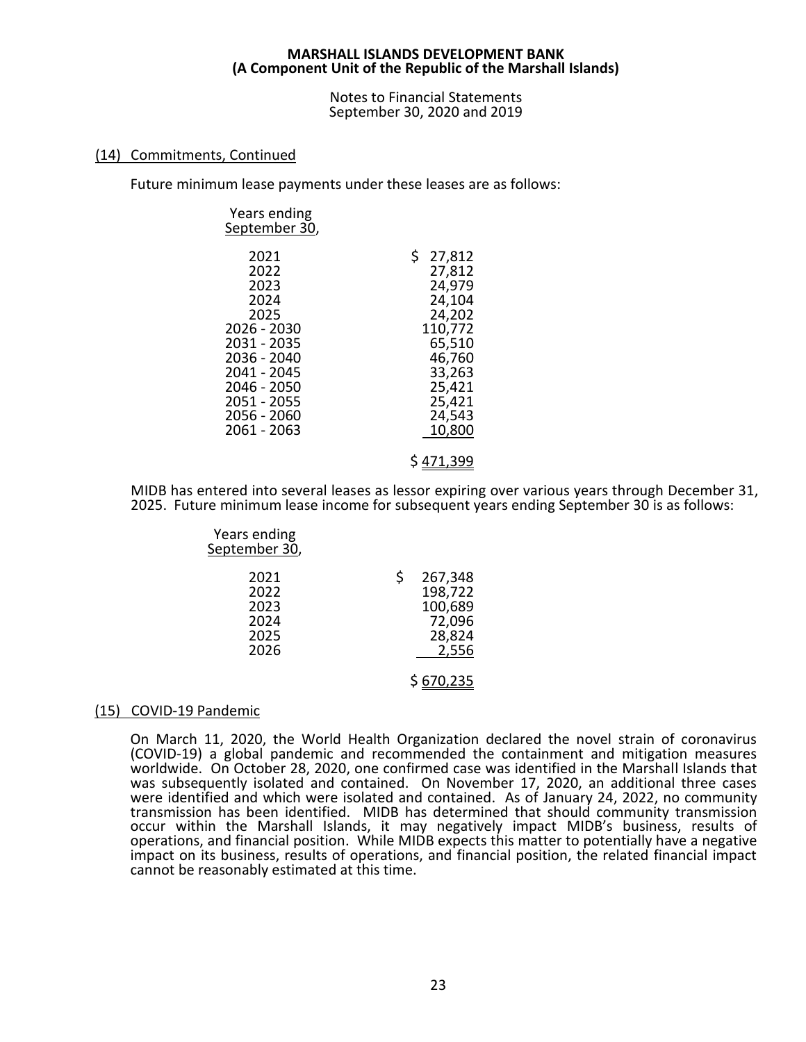## (14) Commitments, Continued

Future minimum lease payments under these leases are as follows:

| Years ending September 30, | |
|---|---|
| 2021 | $ 27,812 |
| 2022 | 27,812 |
| 2023 | 24,979 |
| 2024 | 24,104 |
| 2025 | 24,202 |
| 2026 - 2030 | 110,772 |
| 2031 - 2035 | 65,510 |
| 2036 - 2040 | 46,760 |
| 2041 - 2045 | 33,263 |
| 2046 - 2050 | 25,421 |
| 2051 - 2055 | 25,421 |
| 2056 - 2060 | 24,543 |
| 2061 - 2063 | 10,800 |
| | $ 471,399 |

MIDB has entered into several leases as lessor expiring over various years through December 31, 2025. Future minimum lease income for subsequent years ending September 30 is as follows:

| Years ending September 30, | |
|---|---|
| 2021 | $ 267,348 |
| 2022 | 198,722 |
| 2023 | 100,689 |
| 2024 | 72,096 |
| 2025 | 28,824 |
| 2026 | 2,556 |
| | $ 670,235 |

## (15) COVID-19 Pandemic

On March 11, 2020, the World Health Organization declared the novel strain of coronavirus (COVID-19) a global pandemic and recommended the containment and mitigation measures worldwide. On October 28, 2020, one confirmed case was identified in the Marshall Islands that was subsequently isolated and contained. On November 17, 2020, an additional three cases were identified and which were isolated and contained. As of January 24, 2022, no community transmission has been identified. MIDB has determined that should community transmission occur within the Marshall Islands, it may negatively impact MIDB's business, results of operations, and financial position. While MIDB expects this matter to potentially have a negative impact on its business, results of operations, and financial position, the related financial impact cannot be reasonably estimated at this time.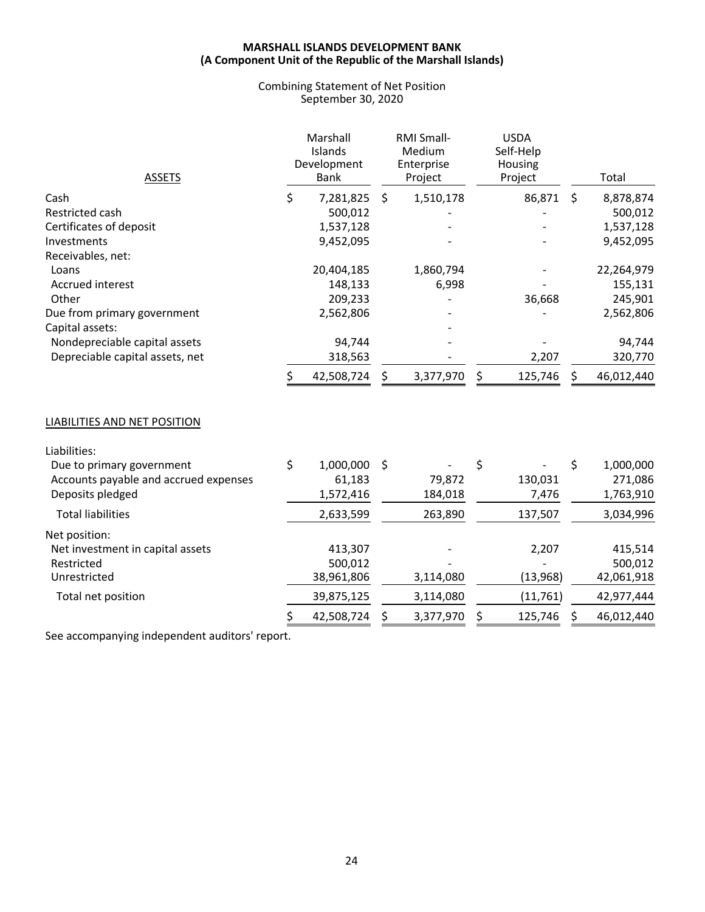**MARSHALL ISLANDS DEVELOPMENT BANK**
**(A Component Unit of the Republic of the Marshall Islands)**

Combining Statement of Net Position
September 30, 2020

| ASSETS | Marshall Islands Development Bank | RMI Small-Medium Enterprise Project | USDA Self-Help Housing Project | Total |
|---|---|---|---|---|
| Cash | $ 7,281,825 | $ 1,510,178 | 86,871 | $ 8,878,874 |
| Restricted cash | 500,012 | - | - | 500,012 |
| Certificates of deposit | 1,537,128 | - | - | 1,537,128 |
| Investments | 9,452,095 | - | - | 9,452,095 |
| Receivables, net: | | | | |
| Loans | 20,404,185 | 1,860,794 | - | 22,264,979 |
| Accrued interest | 148,133 | 6,998 | - | 155,131 |
| Other | 209,233 | - | 36,668 | 245,901 |
| Due from primary government | 2,562,806 | - | - | 2,562,806 |
| Capital assets: | | - | | |
| Nondepreciable capital assets | 94,744 | - | - | 94,744 |
| Depreciable capital assets, net | 318,563 | - | 2,207 | 320,770 |
| | $ 42,508,724 | $ 3,377,970 | $ 125,746 | $ 46,012,440 |

| LIABILITIES AND NET POSITION | Marshall Islands Development Bank | RMI Small-Medium Enterprise Project | USDA Self-Help Housing Project | Total |
|---|---|---|---|---|
| Liabilities: | | | | |
| Due to primary government | $ 1,000,000 | $ - | $ - | $ 1,000,000 |
| Accounts payable and accrued expenses | 61,183 | 79,872 | 130,031 | 271,086 |
| Deposits pledged | 1,572,416 | 184,018 | 7,476 | 1,763,910 |
| Total liabilities | 2,633,599 | 263,890 | 137,507 | 3,034,996 |
| Net position: | | | | |
| Net investment in capital assets | 413,307 | - | 2,207 | 415,514 |
| Restricted | 500,012 | - | - | 500,012 |
| Unrestricted | 38,961,806 | 3,114,080 | (13,968) | 42,061,918 |
| Total net position | 39,875,125 | 3,114,080 | (11,761) | 42,977,444 |
| | $ 42,508,724 | $ 3,377,970 | $ 125,746 | $ 46,012,440 |

See accompanying independent auditors' report.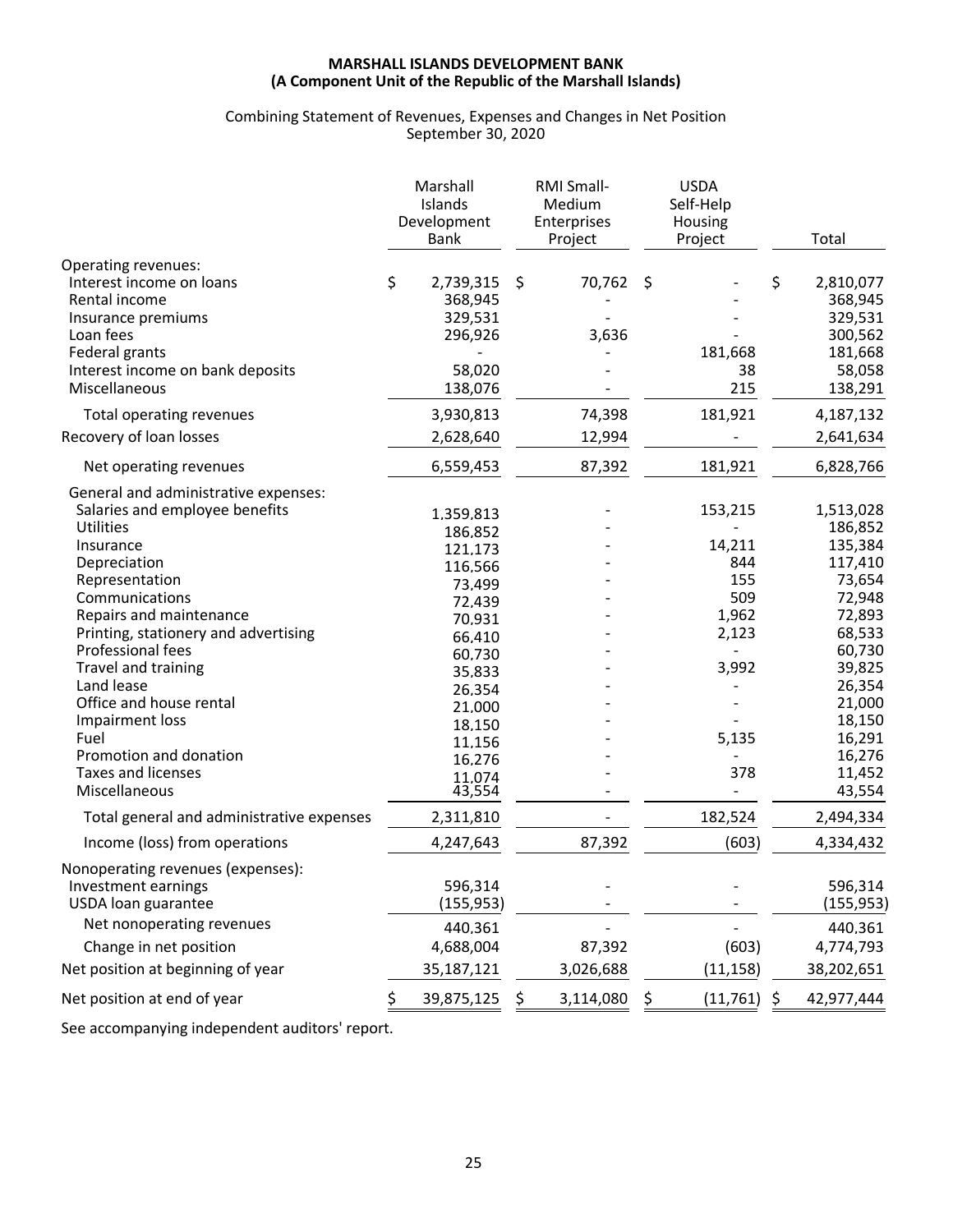**MARSHALL ISLANDS DEVELOPMENT BANK**
**(A Component Unit of the Republic of the Marshall Islands)**

Combining Statement of Revenues, Expenses and Changes in Net Position
September 30, 2020

| | Marshall Islands Development Bank | RMI Small-Medium Enterprises Project | USDA Self-Help Housing Project | Total |
|---|---|---|---|---|
| Operating revenues: | | | | |
| Interest income on loans | $ 2,739,315 | $ 70,762 | $ - | $ 2,810,077 |
| Rental income | 368,945 | - | - | 368,945 |
| Insurance premiums | 329,531 | - | - | 329,531 |
| Loan fees | 296,926 | 3,636 | - | 300,562 |
| Federal grants | - | - | 181,668 | 181,668 |
| Interest income on bank deposits | 58,020 | - | 38 | 58,058 |
| Miscellaneous | 138,076 | - | 215 | 138,291 |
| Total operating revenues | 3,930,813 | 74,398 | 181,921 | 4,187,132 |
| Recovery of loan losses | 2,628,640 | 12,994 | - | 2,641,634 |
| Net operating revenues | 6,559,453 | 87,392 | 181,921 | 6,828,766 |
| General and administrative expenses: | | | | |
| Salaries and employee benefits | 1,359,813 | - | 153,215 | 1,513,028 |
| Utilities | 186,852 | - | - | 186,852 |
| Insurance | 121,173 | - | 14,211 | 135,384 |
| Depreciation | 116,566 | - | 844 | 117,410 |
| Representation | 73,499 | - | 155 | 73,654 |
| Communications | 72,439 | - | 509 | 72,948 |
| Repairs and maintenance | 70,931 | - | 1,962 | 72,893 |
| Printing, stationery and advertising | 66,410 | - | 2,123 | 68,533 |
| Professional fees | 60,730 | - | - | 60,730 |
| Travel and training | 35,833 | - | 3,992 | 39,825 |
| Land lease | 26,354 | - | - | 26,354 |
| Office and house rental | 21,000 | - | - | 21,000 |
| Impairment loss | 18,150 | - | - | 18,150 |
| Fuel | 11,156 | - | 5,135 | 16,291 |
| Promotion and donation | 16,276 | - | - | 16,276 |
| Taxes and licenses | 11,074 | - | 378 | 11,452 |
| Miscellaneous | 43,554 | - | - | 43,554 |
| Total general and administrative expenses | 2,311,810 | - | 182,524 | 2,494,334 |
| Income (loss) from operations | 4,247,643 | 87,392 | (603) | 4,334,432 |
| Nonoperating revenues (expenses): | | | | |
| Investment earnings | 596,314 | - | - | 596,314 |
| USDA loan guarantee | (155,953) | - | - | (155,953) |
| Net nonoperating revenues | 440,361 | - | - | 440,361 |
| Change in net position | 4,688,004 | 87,392 | (603) | 4,774,793 |
| Net position at beginning of year | 35,187,121 | 3,026,688 | (11,158) | 38,202,651 |
| Net position at end of year | $ 39,875,125 | $ 3,114,080 | $ (11,761) | $ 42,977,444 |

See accompanying independent auditors' report.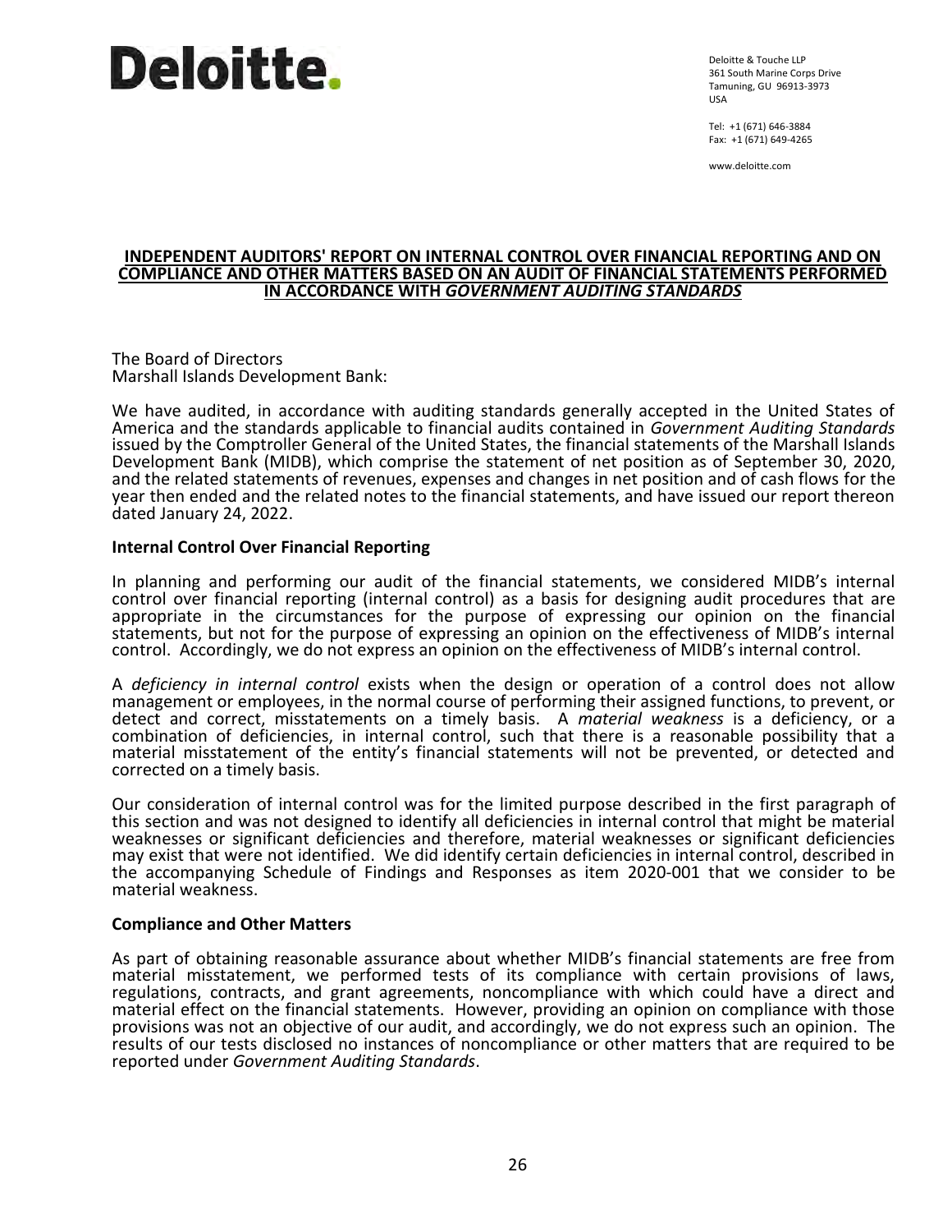Deloitte.

Deloitte & Touche LLP
361 South Marine Corps Drive
Tamuning, GU 96913-3973
USA

Tel: +1 (671) 646-3884
Fax: +1 (671) 649-4265

www.deloitte.com

# INDEPENDENT AUDITORS' REPORT ON INTERNAL CONTROL OVER FINANCIAL REPORTING AND ON COMPLIANCE AND OTHER MATTERS BASED ON AN AUDIT OF FINANCIAL STATEMENTS PERFORMED IN ACCORDANCE WITH *GOVERNMENT AUDITING STANDARDS*

The Board of Directors
Marshall Islands Development Bank:

We have audited, in accordance with auditing standards generally accepted in the United States of America and the standards applicable to financial audits contained in *Government Auditing Standards* issued by the Comptroller General of the United States, the financial statements of the Marshall Islands Development Bank (MIDB), which comprise the statement of net position as of September 30, 2020, and the related statements of revenues, expenses and changes in net position and of cash flows for the year then ended and the related notes to the financial statements, and have issued our report thereon dated January 24, 2022.

**Internal Control Over Financial Reporting**

In planning and performing our audit of the financial statements, we considered MIDB's internal control over financial reporting (internal control) as a basis for designing audit procedures that are appropriate in the circumstances for the purpose of expressing our opinion on the financial statements, but not for the purpose of expressing an opinion on the effectiveness of MIDB's internal control. Accordingly, we do not express an opinion on the effectiveness of MIDB's internal control.

A *deficiency in internal control* exists when the design or operation of a control does not allow management or employees, in the normal course of performing their assigned functions, to prevent, or detect and correct, misstatements on a timely basis. A *material weakness* is a deficiency, or a combination of deficiencies, in internal control, such that there is a reasonable possibility that a material misstatement of the entity's financial statements will not be prevented, or detected and corrected on a timely basis.

Our consideration of internal control was for the limited purpose described in the first paragraph of this section and was not designed to identify all deficiencies in internal control that might be material weaknesses or significant deficiencies and therefore, material weaknesses or significant deficiencies may exist that were not identified. We did identify certain deficiencies in internal control, described in the accompanying Schedule of Findings and Responses as item 2020-001 that we consider to be material weakness.

**Compliance and Other Matters**

As part of obtaining reasonable assurance about whether MIDB's financial statements are free from material misstatement, we performed tests of its compliance with certain provisions of laws, regulations, contracts, and grant agreements, noncompliance with which could have a direct and material effect on the financial statements. However, providing an opinion on compliance with those provisions was not an objective of our audit, and accordingly, we do not express such an opinion. The results of our tests disclosed no instances of noncompliance or other matters that are required to be reported under *Government Auditing Standards*.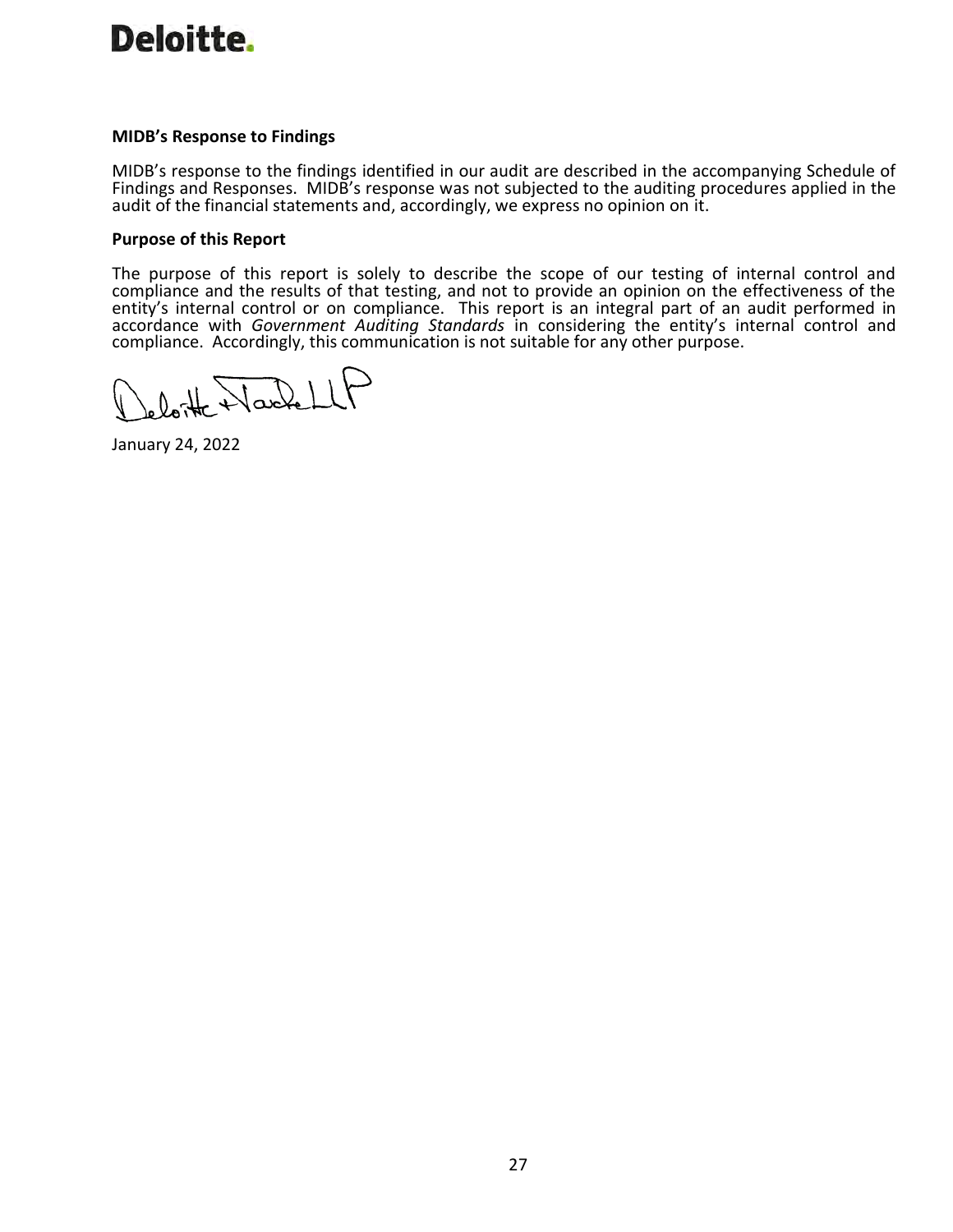**MIDB's Response to Findings**

MIDB's response to the findings identified in our audit are described in the accompanying Schedule of Findings and Responses. MIDB's response was not subjected to the auditing procedures applied in the audit of the financial statements and, accordingly, we express no opinion on it.

**Purpose of this Report**

The purpose of this report is solely to describe the scope of our testing of internal control and compliance and the results of that testing, and not to provide an opinion on the effectiveness of the entity's internal control or on compliance. This report is an integral part of an audit performed in accordance with *Government Auditing Standards* in considering the entity's internal control and compliance. Accordingly, this communication is not suitable for any other purpose.

Deloitte & Touche LLP

January 24, 2022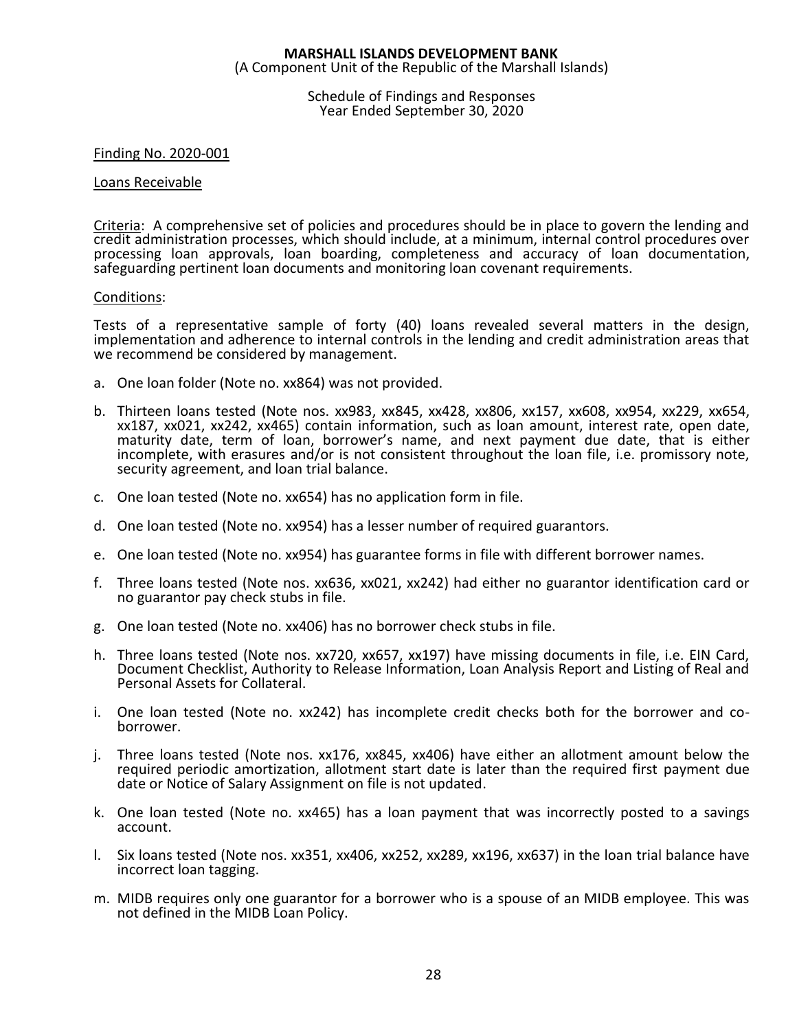**MARSHALL ISLANDS DEVELOPMENT BANK**
(A Component Unit of the Republic of the Marshall Islands)

Schedule of Findings and Responses
Year Ended September 30, 2020

Finding No. 2020-001

Loans Receivable

Criteria: A comprehensive set of policies and procedures should be in place to govern the lending and credit administration processes, which should include, at a minimum, internal control procedures over processing loan approvals, loan boarding, completeness and accuracy of loan documentation, safeguarding pertinent loan documents and monitoring loan covenant requirements.

Conditions:

Tests of a representative sample of forty (40) loans revealed several matters in the design, implementation and adherence to internal controls in the lending and credit administration areas that we recommend be considered by management.

a. One loan folder (Note no. xx864) was not provided.

b. Thirteen loans tested (Note nos. xx983, xx845, xx428, xx806, xx157, xx608, xx954, xx229, xx654, xx187, xx021, xx242, xx465) contain information, such as loan amount, interest rate, open date, maturity date, term of loan, borrower's name, and next payment due date, that is either incomplete, with erasures and/or is not consistent throughout the loan file, i.e. promissory note, security agreement, and loan trial balance.

c. One loan tested (Note no. xx654) has no application form in file.

d. One loan tested (Note no. xx954) has a lesser number of required guarantors.

e. One loan tested (Note no. xx954) has guarantee forms in file with different borrower names.

f. Three loans tested (Note nos. xx636, xx021, xx242) had either no guarantor identification card or no guarantor pay check stubs in file.

g. One loan tested (Note no. xx406) has no borrower check stubs in file.

h. Three loans tested (Note nos. xx720, xx657, xx197) have missing documents in file, i.e. EIN Card, Document Checklist, Authority to Release Information, Loan Analysis Report and Listing of Real and Personal Assets for Collateral.

i. One loan tested (Note no. xx242) has incomplete credit checks both for the borrower and co-borrower.

j. Three loans tested (Note nos. xx176, xx845, xx406) have either an allotment amount below the required periodic amortization, allotment start date is later than the required first payment due date or Notice of Salary Assignment on file is not updated.

k. One loan tested (Note no. xx465) has a loan payment that was incorrectly posted to a savings account.

l. Six loans tested (Note nos. xx351, xx406, xx252, xx289, xx196, xx637) in the loan trial balance have incorrect loan tagging.

m. MIDB requires only one guarantor for a borrower who is a spouse of an MIDB employee. This was not defined in the MIDB Loan Policy.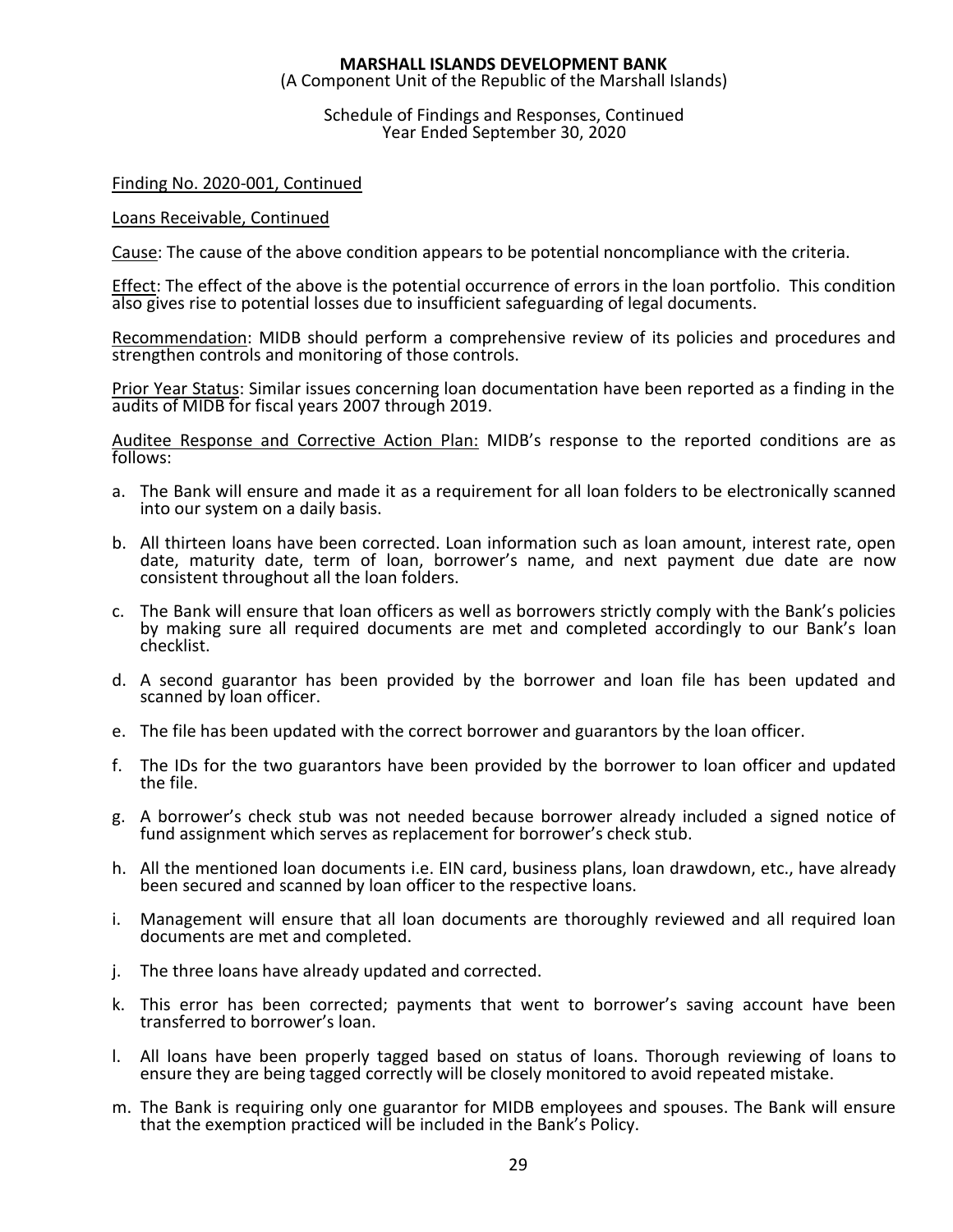# MARSHALL ISLANDS DEVELOPMENT BANK

(A Component Unit of the Republic of the Marshall Islands)

Schedule of Findings and Responses, Continued
Year Ended September 30, 2020

Finding No. 2020-001, Continued

Loans Receivable, Continued

Cause: The cause of the above condition appears to be potential noncompliance with the criteria.

Effect: The effect of the above is the potential occurrence of errors in the loan portfolio. This condition also gives rise to potential losses due to insufficient safeguarding of legal documents.

Recommendation: MIDB should perform a comprehensive review of its policies and procedures and strengthen controls and monitoring of those controls.

Prior Year Status: Similar issues concerning loan documentation have been reported as a finding in the audits of MIDB for fiscal years 2007 through 2019.

Auditee Response and Corrective Action Plan: MIDB's response to the reported conditions are as follows:

a. The Bank will ensure and made it as a requirement for all loan folders to be electronically scanned into our system on a daily basis.

b. All thirteen loans have been corrected. Loan information such as loan amount, interest rate, open date, maturity date, term of loan, borrower's name, and next payment due date are now consistent throughout all the loan folders.

c. The Bank will ensure that loan officers as well as borrowers strictly comply with the Bank's policies by making sure all required documents are met and completed accordingly to our Bank's loan checklist.

d. A second guarantor has been provided by the borrower and loan file has been updated and scanned by loan officer.

e. The file has been updated with the correct borrower and guarantors by the loan officer.

f. The IDs for the two guarantors have been provided by the borrower to loan officer and updated the file.

g. A borrower's check stub was not needed because borrower already included a signed notice of fund assignment which serves as replacement for borrower's check stub.

h. All the mentioned loan documents i.e. EIN card, business plans, loan drawdown, etc., have already been secured and scanned by loan officer to the respective loans.

i. Management will ensure that all loan documents are thoroughly reviewed and all required loan documents are met and completed.

j. The three loans have already updated and corrected.

k. This error has been corrected; payments that went to borrower's saving account have been transferred to borrower's loan.

l. All loans have been properly tagged based on status of loans. Thorough reviewing of loans to ensure they are being tagged correctly will be closely monitored to avoid repeated mistake.

m. The Bank is requiring only one guarantor for MIDB employees and spouses. The Bank will ensure that the exemption practiced will be included in the Bank's Policy.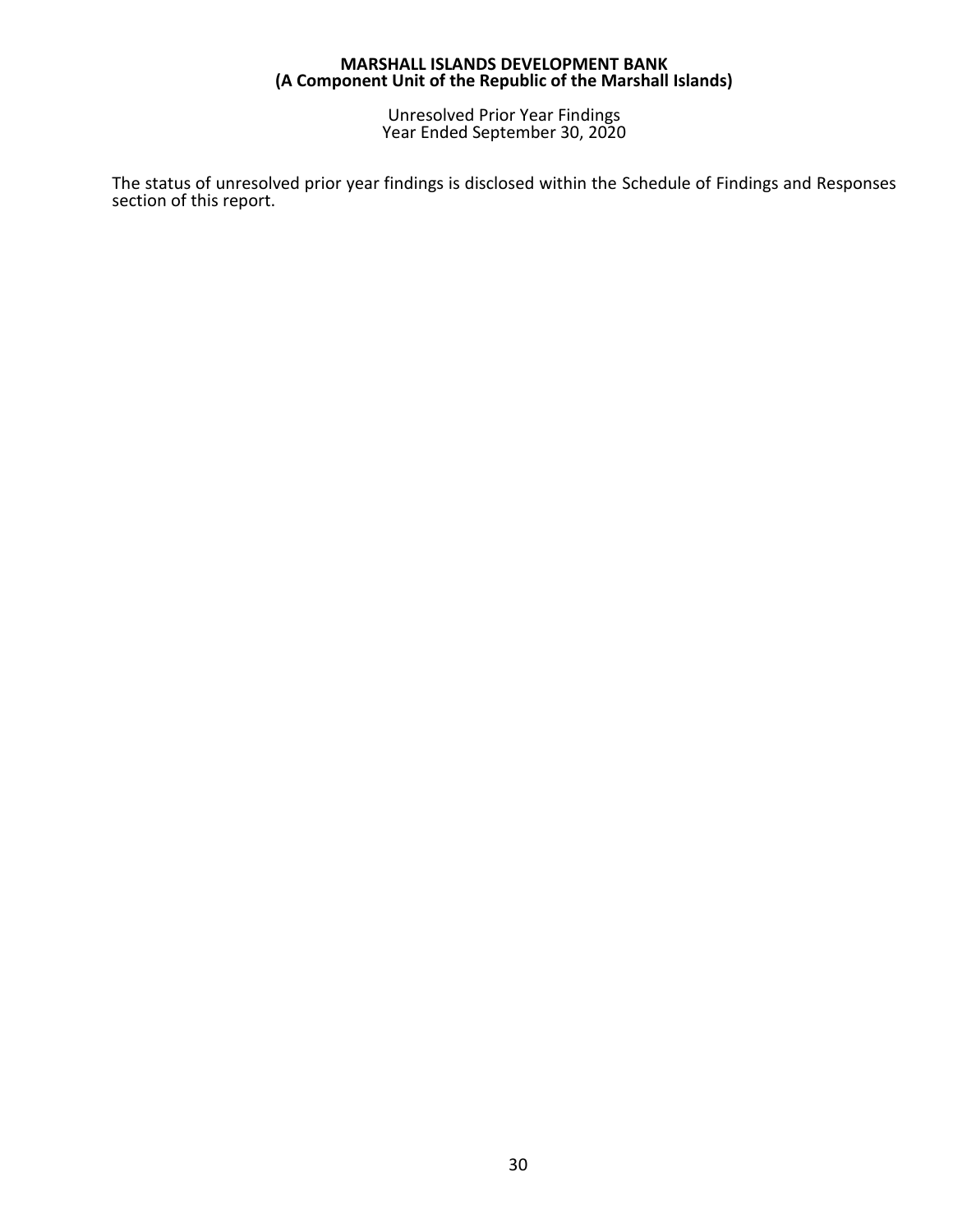**MARSHALL ISLANDS DEVELOPMENT BANK**
**(A Component Unit of the Republic of the Marshall Islands)**

Unresolved Prior Year Findings
Year Ended September 30, 2020

The status of unresolved prior year findings is disclosed within the Schedule of Findings and Responses section of this report.